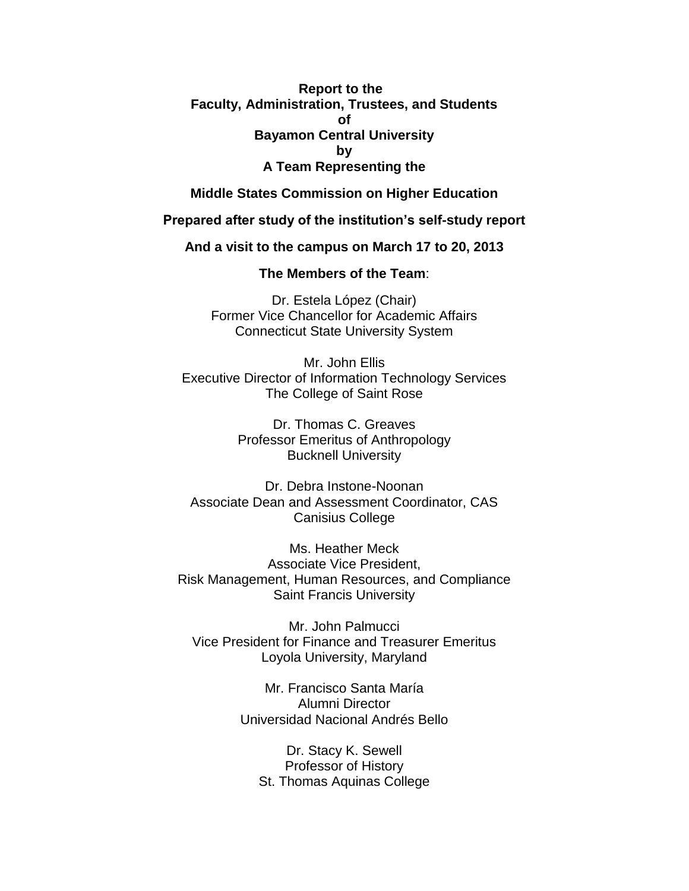**Report to the**
**Faculty, Administration, Trustees, and Students**
**of**
**Bayamon Central University**
**by**
**A Team Representing the**

**Middle States Commission on Higher Education**

**Prepared after study of the institution's self-study report**

**And a visit to the campus on March 17 to 20, 2013**

**The Members of the Team**:

Dr. Estela López (Chair)
Former Vice Chancellor for Academic Affairs
Connecticut State University System

Mr. John Ellis
Executive Director of Information Technology Services
The College of Saint Rose

Dr. Thomas C. Greaves
Professor Emeritus of Anthropology
Bucknell University

Dr. Debra Instone-Noonan
Associate Dean and Assessment Coordinator, CAS
Canisius College

Ms. Heather Meck
Associate Vice President,
Risk Management, Human Resources, and Compliance
Saint Francis University

Mr. John Palmucci
Vice President for Finance and Treasurer Emeritus
Loyola University, Maryland

Mr. Francisco Santa María
Alumni Director
Universidad Nacional Andrés Bello

Dr. Stacy K. Sewell
Professor of History
St. Thomas Aquinas College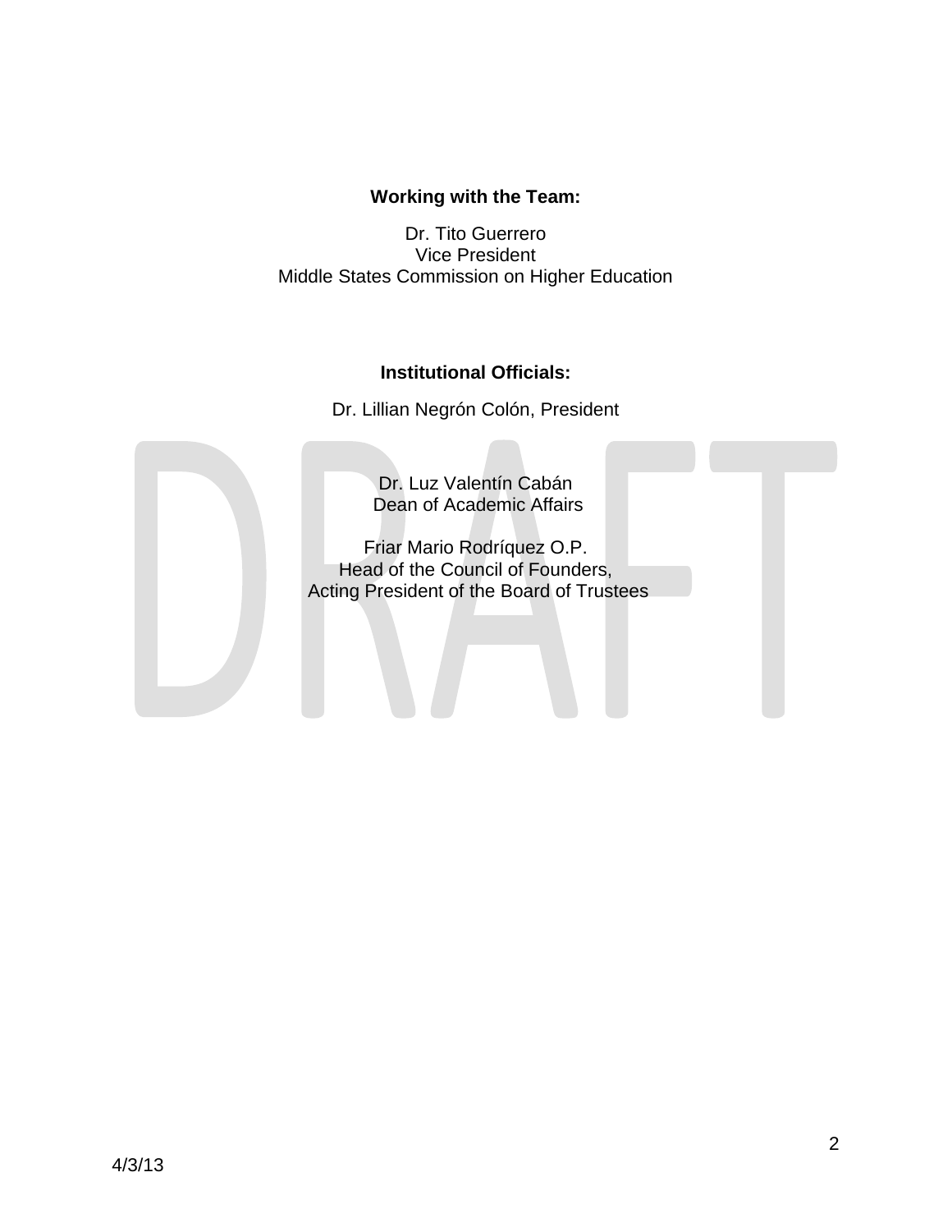**Working with the Team:**

Dr. Tito Guerrero
Vice President
Middle States Commission on Higher Education

**Institutional Officials:**

Dr. Lillian Negrón Colón, President

Dr. Luz Valentín Cabán
Dean of Academic Affairs

Friar Mario Rodríquez O.P.
Head of the Council of Founders,
Acting President of the Board of Trustees

4/3/13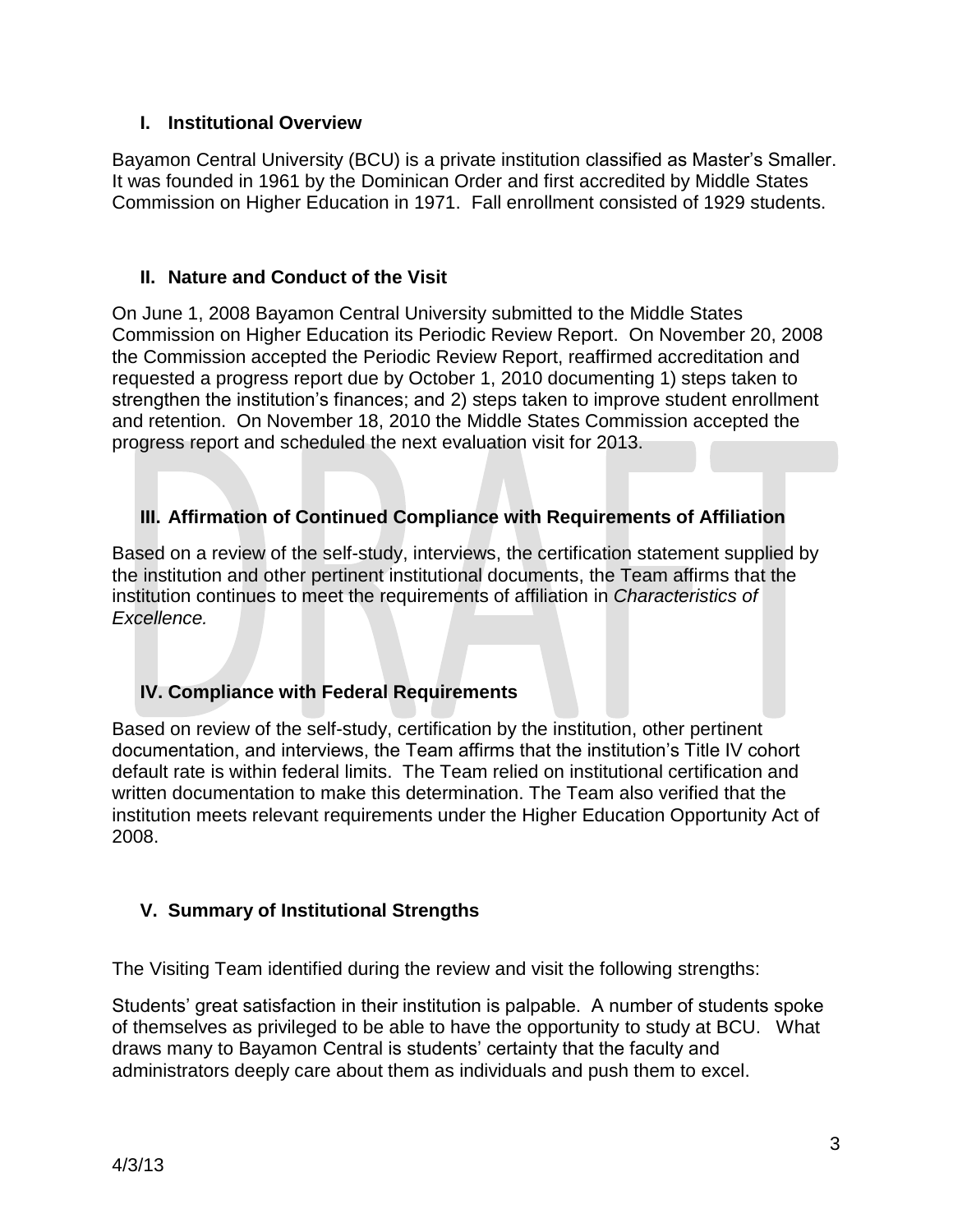## I. Institutional Overview

Bayamon Central University (BCU) is a private institution classified as Master's Smaller. It was founded in 1961 by the Dominican Order and first accredited by Middle States Commission on Higher Education in 1971. Fall enrollment consisted of 1929 students.

## II. Nature and Conduct of the Visit

On June 1, 2008 Bayamon Central University submitted to the Middle States Commission on Higher Education its Periodic Review Report. On November 20, 2008 the Commission accepted the Periodic Review Report, reaffirmed accreditation and requested a progress report due by October 1, 2010 documenting 1) steps taken to strengthen the institution's finances; and 2) steps taken to improve student enrollment and retention. On November 18, 2010 the Middle States Commission accepted the progress report and scheduled the next evaluation visit for 2013.

## III. Affirmation of Continued Compliance with Requirements of Affiliation

Based on a review of the self-study, interviews, the certification statement supplied by the institution and other pertinent institutional documents, the Team affirms that the institution continues to meet the requirements of affiliation in *Characteristics of Excellence.*

## IV. Compliance with Federal Requirements

Based on review of the self-study, certification by the institution, other pertinent documentation, and interviews, the Team affirms that the institution's Title IV cohort default rate is within federal limits. The Team relied on institutional certification and written documentation to make this determination. The Team also verified that the institution meets relevant requirements under the Higher Education Opportunity Act of 2008.

## V. Summary of Institutional Strengths

The Visiting Team identified during the review and visit the following strengths:

Students' great satisfaction in their institution is palpable. A number of students spoke of themselves as privileged to be able to have the opportunity to study at BCU. What draws many to Bayamon Central is students' certainty that the faculty and administrators deeply care about them as individuals and push them to excel.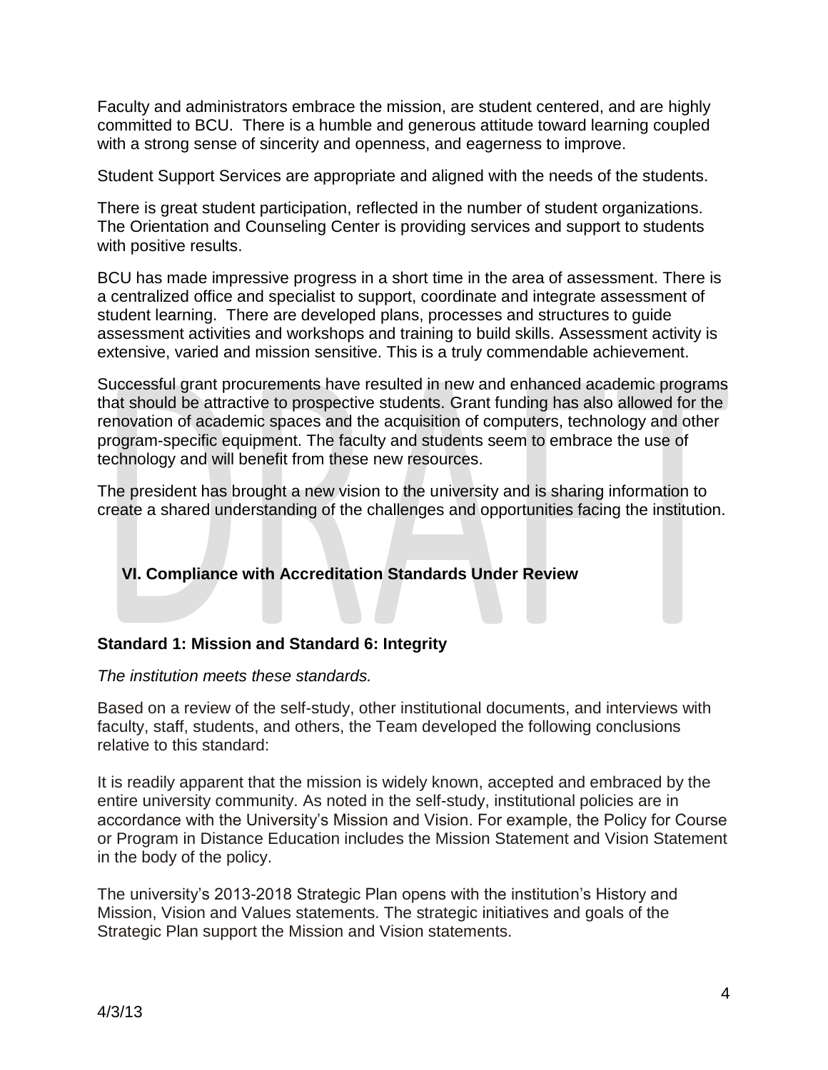Faculty and administrators embrace the mission, are student centered, and are highly committed to BCU. There is a humble and generous attitude toward learning coupled with a strong sense of sincerity and openness, and eagerness to improve.

Student Support Services are appropriate and aligned with the needs of the students.

There is great student participation, reflected in the number of student organizations. The Orientation and Counseling Center is providing services and support to students with positive results.

BCU has made impressive progress in a short time in the area of assessment. There is a centralized office and specialist to support, coordinate and integrate assessment of student learning. There are developed plans, processes and structures to guide assessment activities and workshops and training to build skills. Assessment activity is extensive, varied and mission sensitive. This is a truly commendable achievement.

Successful grant procurements have resulted in new and enhanced academic programs that should be attractive to prospective students. Grant funding has also allowed for the renovation of academic spaces and the acquisition of computers, technology and other program-specific equipment. The faculty and students seem to embrace the use of technology and will benefit from these new resources.

The president has brought a new vision to the university and is sharing information to create a shared understanding of the challenges and opportunities facing the institution.

## VI. Compliance with Accreditation Standards Under Review

### Standard 1: Mission and Standard 6: Integrity

*The institution meets these standards.*

Based on a review of the self-study, other institutional documents, and interviews with faculty, staff, students, and others, the Team developed the following conclusions relative to this standard:

It is readily apparent that the mission is widely known, accepted and embraced by the entire university community. As noted in the self-study, institutional policies are in accordance with the University's Mission and Vision. For example, the Policy for Course or Program in Distance Education includes the Mission Statement and Vision Statement in the body of the policy.

The university's 2013-2018 Strategic Plan opens with the institution's History and Mission, Vision and Values statements. The strategic initiatives and goals of the Strategic Plan support the Mission and Vision statements.

4/3/13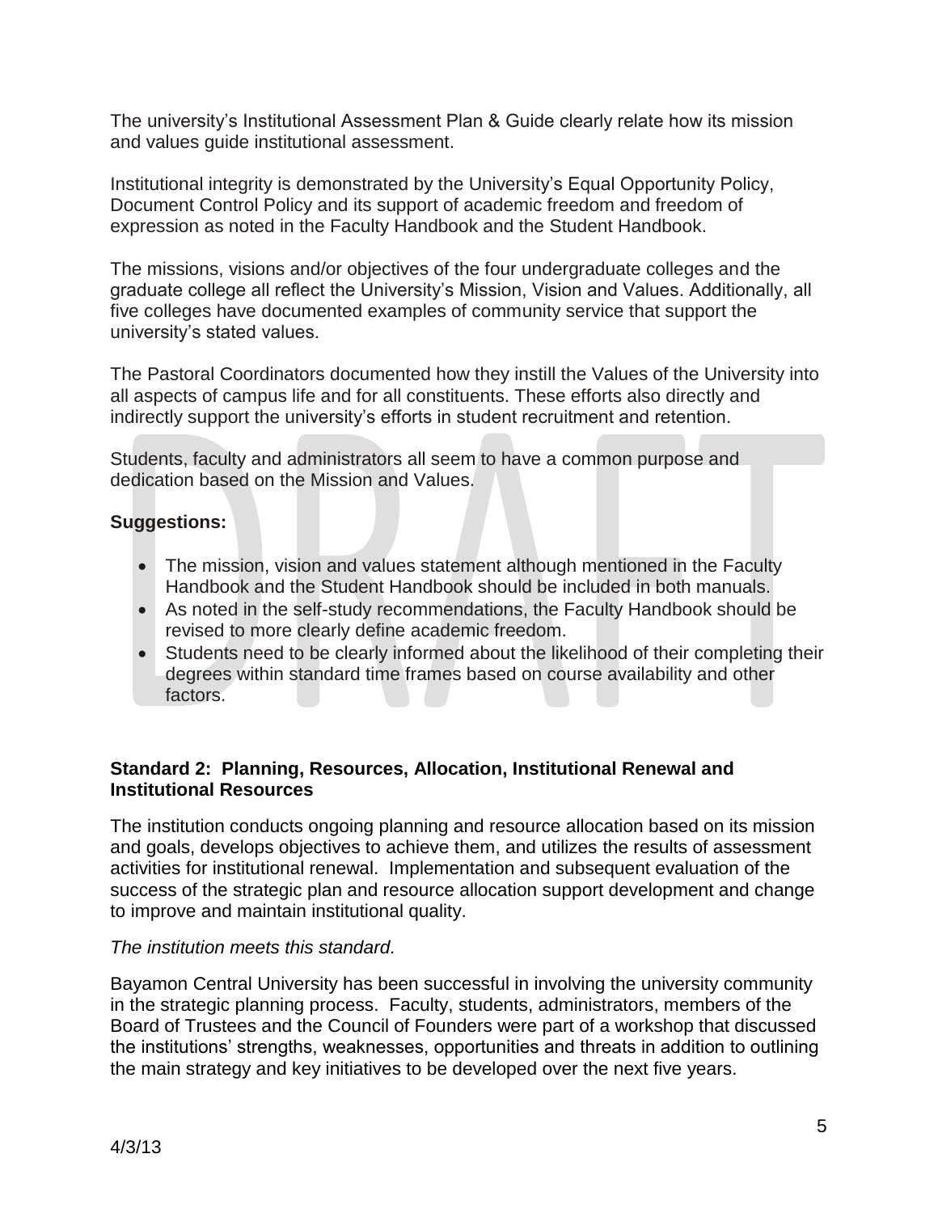The university's Institutional Assessment Plan & Guide clearly relate how its mission and values guide institutional assessment.

Institutional integrity is demonstrated by the University's Equal Opportunity Policy, Document Control Policy and its support of academic freedom and freedom of expression as noted in the Faculty Handbook and the Student Handbook.

The missions, visions and/or objectives of the four undergraduate colleges and the graduate college all reflect the University's Mission, Vision and Values. Additionally, all five colleges have documented examples of community service that support the university's stated values.

The Pastoral Coordinators documented how they instill the Values of the University into all aspects of campus life and for all constituents. These efforts also directly and indirectly support the university's efforts in student recruitment and retention.

Students, faculty and administrators all seem to have a common purpose and dedication based on the Mission and Values.

**Suggestions:**

- The mission, vision and values statement although mentioned in the Faculty Handbook and the Student Handbook should be included in both manuals.
- As noted in the self-study recommendations, the Faculty Handbook should be revised to more clearly define academic freedom.
- Students need to be clearly informed about the likelihood of their completing their degrees within standard time frames based on course availability and other factors.

### Standard 2: Planning, Resources, Allocation, Institutional Renewal and Institutional Resources

The institution conducts ongoing planning and resource allocation based on its mission and goals, develops objectives to achieve them, and utilizes the results of assessment activities for institutional renewal. Implementation and subsequent evaluation of the success of the strategic plan and resource allocation support development and change to improve and maintain institutional quality.

*The institution meets this standard.*

Bayamon Central University has been successful in involving the university community in the strategic planning process. Faculty, students, administrators, members of the Board of Trustees and the Council of Founders were part of a workshop that discussed the institutions' strengths, weaknesses, opportunities and threats in addition to outlining the main strategy and key initiatives to be developed over the next five years.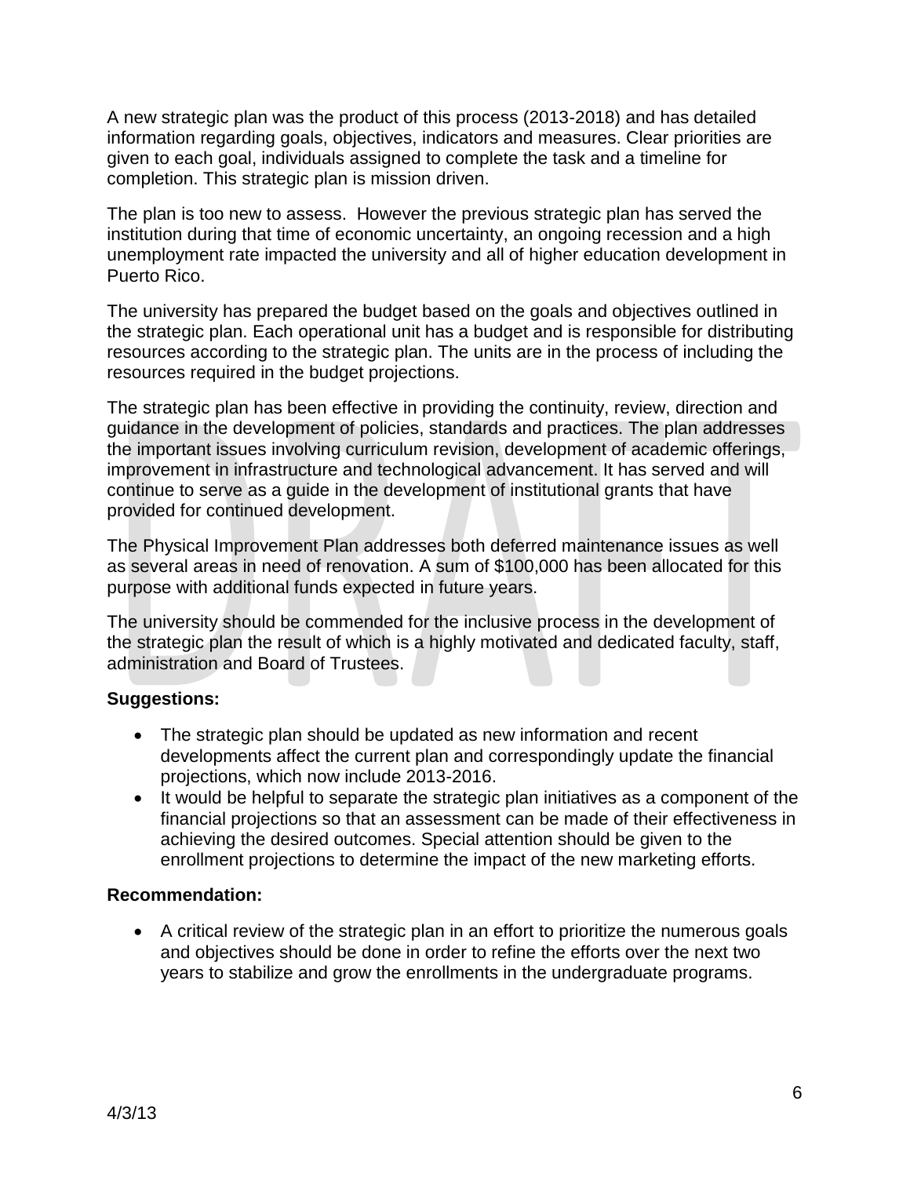A new strategic plan was the product of this process (2013-2018) and has detailed information regarding goals, objectives, indicators and measures. Clear priorities are given to each goal, individuals assigned to complete the task and a timeline for completion. This strategic plan is mission driven.

The plan is too new to assess. However the previous strategic plan has served the institution during that time of economic uncertainty, an ongoing recession and a high unemployment rate impacted the university and all of higher education development in Puerto Rico.

The university has prepared the budget based on the goals and objectives outlined in the strategic plan. Each operational unit has a budget and is responsible for distributing resources according to the strategic plan. The units are in the process of including the resources required in the budget projections.

The strategic plan has been effective in providing the continuity, review, direction and guidance in the development of policies, standards and practices. The plan addresses the important issues involving curriculum revision, development of academic offerings, improvement in infrastructure and technological advancement. It has served and will continue to serve as a guide in the development of institutional grants that have provided for continued development.

The Physical Improvement Plan addresses both deferred maintenance issues as well as several areas in need of renovation. A sum of $100,000 has been allocated for this purpose with additional funds expected in future years.

The university should be commended for the inclusive process in the development of the strategic plan the result of which is a highly motivated and dedicated faculty, staff, administration and Board of Trustees.

**Suggestions:**

- The strategic plan should be updated as new information and recent developments affect the current plan and correspondingly update the financial projections, which now include 2013-2016.
- It would be helpful to separate the strategic plan initiatives as a component of the financial projections so that an assessment can be made of their effectiveness in achieving the desired outcomes. Special attention should be given to the enrollment projections to determine the impact of the new marketing efforts.

**Recommendation:**

- A critical review of the strategic plan in an effort to prioritize the numerous goals and objectives should be done in order to refine the efforts over the next two years to stabilize and grow the enrollments in the undergraduate programs.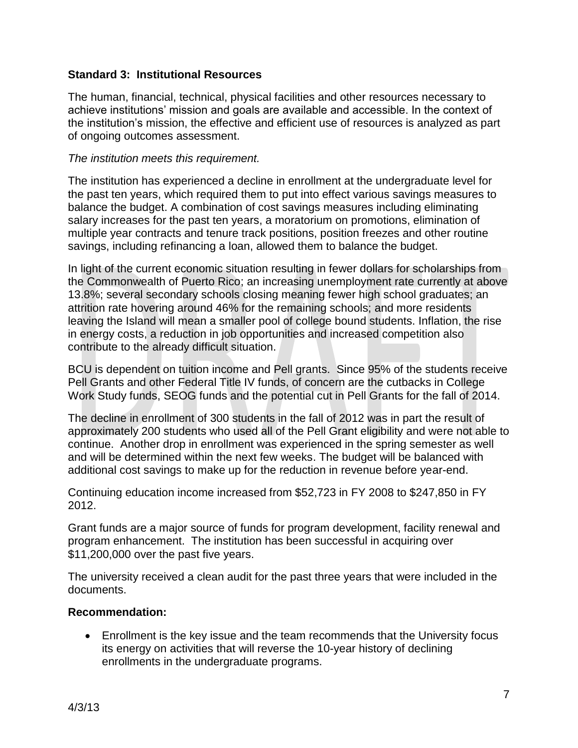**Standard 3: Institutional Resources**

The human, financial, technical, physical facilities and other resources necessary to achieve institutions' mission and goals are available and accessible. In the context of the institution's mission, the effective and efficient use of resources is analyzed as part of ongoing outcomes assessment.

*The institution meets this requirement.*

The institution has experienced a decline in enrollment at the undergraduate level for the past ten years, which required them to put into effect various savings measures to balance the budget. A combination of cost savings measures including eliminating salary increases for the past ten years, a moratorium on promotions, elimination of multiple year contracts and tenure track positions, position freezes and other routine savings, including refinancing a loan, allowed them to balance the budget.

In light of the current economic situation resulting in fewer dollars for scholarships from the Commonwealth of Puerto Rico; an increasing unemployment rate currently at above 13.8%; several secondary schools closing meaning fewer high school graduates; an attrition rate hovering around 46% for the remaining schools; and more residents leaving the Island will mean a smaller pool of college bound students. Inflation, the rise in energy costs, a reduction in job opportunities and increased competition also contribute to the already difficult situation.

BCU is dependent on tuition income and Pell grants. Since 95% of the students receive Pell Grants and other Federal Title IV funds, of concern are the cutbacks in College Work Study funds, SEOG funds and the potential cut in Pell Grants for the fall of 2014.

The decline in enrollment of 300 students in the fall of 2012 was in part the result of approximately 200 students who used all of the Pell Grant eligibility and were not able to continue. Another drop in enrollment was experienced in the spring semester as well and will be determined within the next few weeks. The budget will be balanced with additional cost savings to make up for the reduction in revenue before year-end.

Continuing education income increased from $52,723 in FY 2008 to $247,850 in FY 2012.

Grant funds are a major source of funds for program development, facility renewal and program enhancement. The institution has been successful in acquiring over $11,200,000 over the past five years.

The university received a clean audit for the past three years that were included in the documents.

**Recommendation:**

- Enrollment is the key issue and the team recommends that the University focus its energy on activities that will reverse the 10-year history of declining enrollments in the undergraduate programs.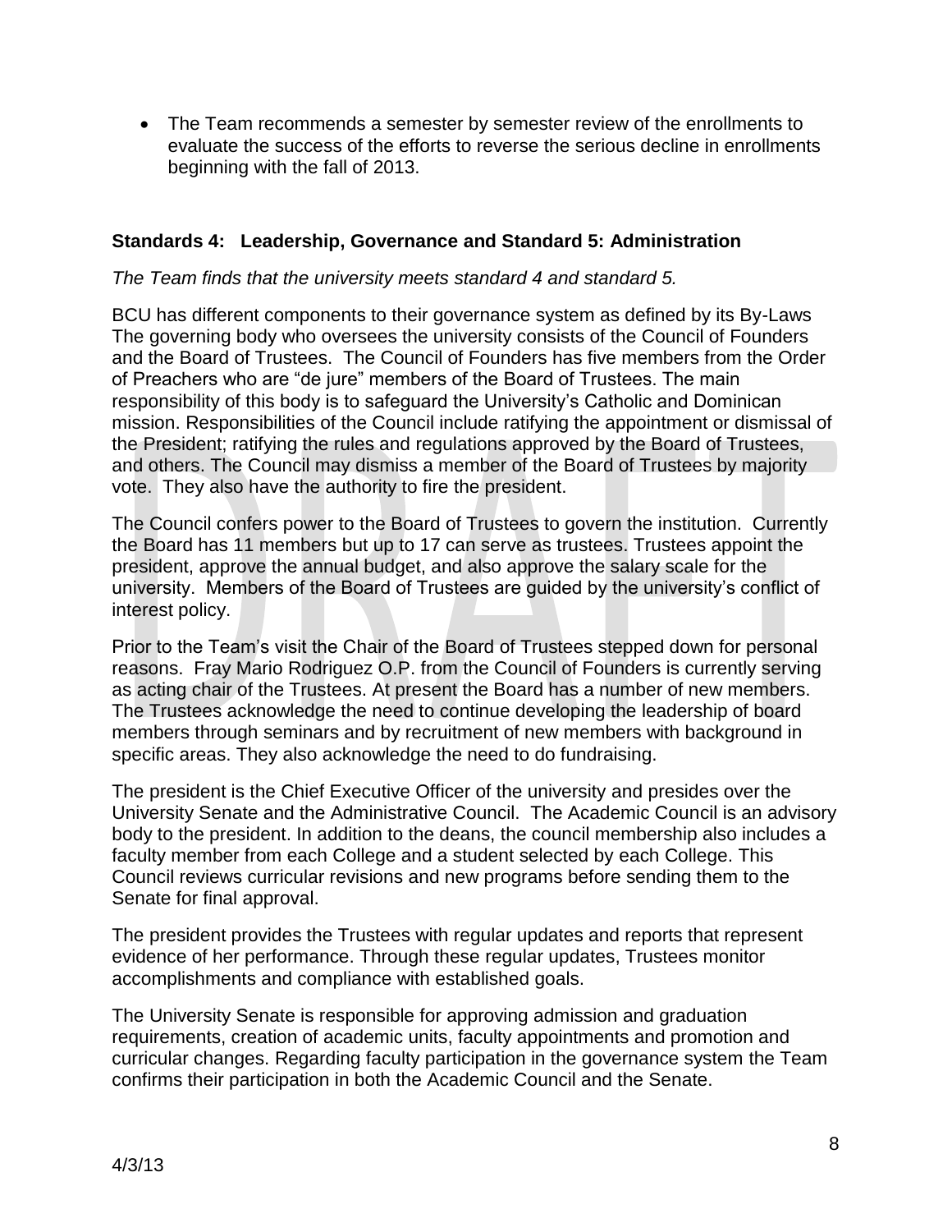- The Team recommends a semester by semester review of the enrollments to evaluate the success of the efforts to reverse the serious decline in enrollments beginning with the fall of 2013.

### Standards 4: Leadership, Governance and Standard 5: Administration

*The Team finds that the university meets standard 4 and standard 5.*

BCU has different components to their governance system as defined by its By-Laws The governing body who oversees the university consists of the Council of Founders and the Board of Trustees. The Council of Founders has five members from the Order of Preachers who are "de jure" members of the Board of Trustees. The main responsibility of this body is to safeguard the University's Catholic and Dominican mission. Responsibilities of the Council include ratifying the appointment or dismissal of the President; ratifying the rules and regulations approved by the Board of Trustees, and others. The Council may dismiss a member of the Board of Trustees by majority vote. They also have the authority to fire the president.

The Council confers power to the Board of Trustees to govern the institution. Currently the Board has 11 members but up to 17 can serve as trustees. Trustees appoint the president, approve the annual budget, and also approve the salary scale for the university. Members of the Board of Trustees are guided by the university's conflict of interest policy.

Prior to the Team's visit the Chair of the Board of Trustees stepped down for personal reasons. Fray Mario Rodriguez O.P. from the Council of Founders is currently serving as acting chair of the Trustees. At present the Board has a number of new members. The Trustees acknowledge the need to continue developing the leadership of board members through seminars and by recruitment of new members with background in specific areas. They also acknowledge the need to do fundraising.

The president is the Chief Executive Officer of the university and presides over the University Senate and the Administrative Council. The Academic Council is an advisory body to the president. In addition to the deans, the council membership also includes a faculty member from each College and a student selected by each College. This Council reviews curricular revisions and new programs before sending them to the Senate for final approval.

The president provides the Trustees with regular updates and reports that represent evidence of her performance. Through these regular updates, Trustees monitor accomplishments and compliance with established goals.

The University Senate is responsible for approving admission and graduation requirements, creation of academic units, faculty appointments and promotion and curricular changes. Regarding faculty participation in the governance system the Team confirms their participation in both the Academic Council and the Senate.

4/3/13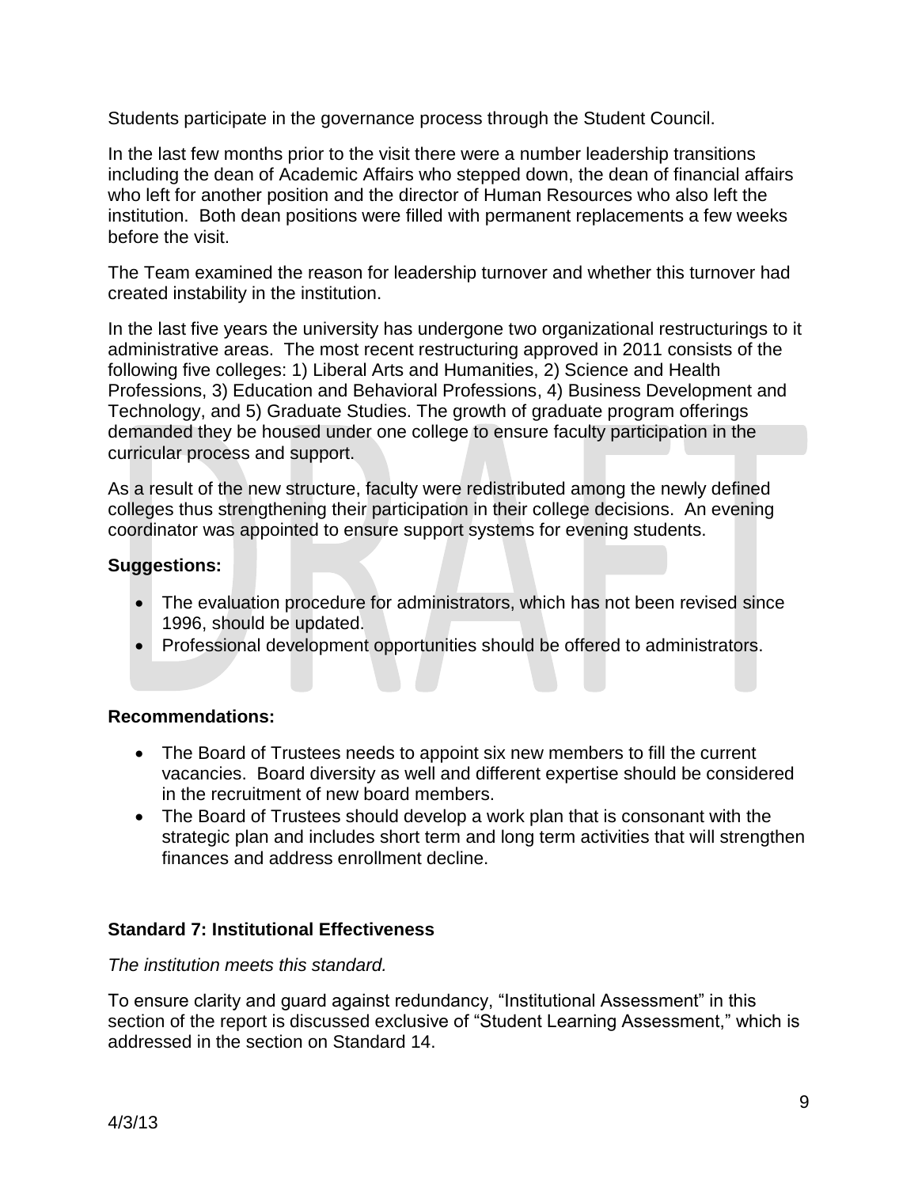Students participate in the governance process through the Student Council.

In the last few months prior to the visit there were a number leadership transitions including the dean of Academic Affairs who stepped down, the dean of financial affairs who left for another position and the director of Human Resources who also left the institution. Both dean positions were filled with permanent replacements a few weeks before the visit.

The Team examined the reason for leadership turnover and whether this turnover had created instability in the institution.

In the last five years the university has undergone two organizational restructurings to it administrative areas. The most recent restructuring approved in 2011 consists of the following five colleges: 1) Liberal Arts and Humanities, 2) Science and Health Professions, 3) Education and Behavioral Professions, 4) Business Development and Technology, and 5) Graduate Studies. The growth of graduate program offerings demanded they be housed under one college to ensure faculty participation in the curricular process and support.

As a result of the new structure, faculty were redistributed among the newly defined colleges thus strengthening their participation in their college decisions. An evening coordinator was appointed to ensure support systems for evening students.

**Suggestions:**

- The evaluation procedure for administrators, which has not been revised since 1996, should be updated.
- Professional development opportunities should be offered to administrators.

**Recommendations:**

- The Board of Trustees needs to appoint six new members to fill the current vacancies. Board diversity as well and different expertise should be considered in the recruitment of new board members.
- The Board of Trustees should develop a work plan that is consonant with the strategic plan and includes short term and long term activities that will strengthen finances and address enrollment decline.

### Standard 7: Institutional Effectiveness

*The institution meets this standard.*

To ensure clarity and guard against redundancy, "Institutional Assessment" in this section of the report is discussed exclusive of "Student Learning Assessment," which is addressed in the section on Standard 14.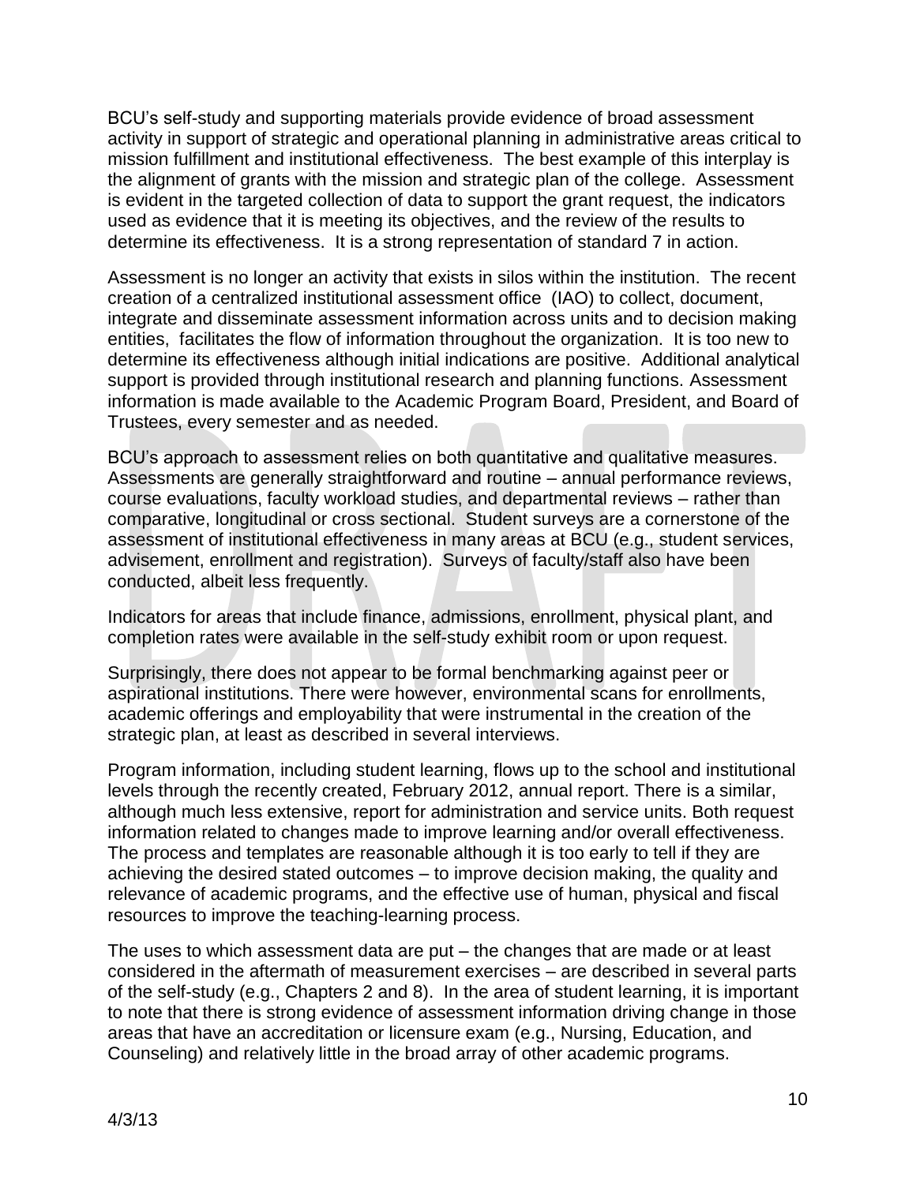BCU's self-study and supporting materials provide evidence of broad assessment activity in support of strategic and operational planning in administrative areas critical to mission fulfillment and institutional effectiveness. The best example of this interplay is the alignment of grants with the mission and strategic plan of the college. Assessment is evident in the targeted collection of data to support the grant request, the indicators used as evidence that it is meeting its objectives, and the review of the results to determine its effectiveness. It is a strong representation of standard 7 in action.

Assessment is no longer an activity that exists in silos within the institution. The recent creation of a centralized institutional assessment office (IAO) to collect, document, integrate and disseminate assessment information across units and to decision making entities, facilitates the flow of information throughout the organization. It is too new to determine its effectiveness although initial indications are positive. Additional analytical support is provided through institutional research and planning functions. Assessment information is made available to the Academic Program Board, President, and Board of Trustees, every semester and as needed.

BCU's approach to assessment relies on both quantitative and qualitative measures. Assessments are generally straightforward and routine – annual performance reviews, course evaluations, faculty workload studies, and departmental reviews – rather than comparative, longitudinal or cross sectional. Student surveys are a cornerstone of the assessment of institutional effectiveness in many areas at BCU (e.g., student services, advisement, enrollment and registration). Surveys of faculty/staff also have been conducted, albeit less frequently.

Indicators for areas that include finance, admissions, enrollment, physical plant, and completion rates were available in the self-study exhibit room or upon request.

Surprisingly, there does not appear to be formal benchmarking against peer or aspirational institutions. There were however, environmental scans for enrollments, academic offerings and employability that were instrumental in the creation of the strategic plan, at least as described in several interviews.

Program information, including student learning, flows up to the school and institutional levels through the recently created, February 2012, annual report. There is a similar, although much less extensive, report for administration and service units. Both request information related to changes made to improve learning and/or overall effectiveness. The process and templates are reasonable although it is too early to tell if they are achieving the desired stated outcomes – to improve decision making, the quality and relevance of academic programs, and the effective use of human, physical and fiscal resources to improve the teaching-learning process.

The uses to which assessment data are put – the changes that are made or at least considered in the aftermath of measurement exercises – are described in several parts of the self-study (e.g., Chapters 2 and 8). In the area of student learning, it is important to note that there is strong evidence of assessment information driving change in those areas that have an accreditation or licensure exam (e.g., Nursing, Education, and Counseling) and relatively little in the broad array of other academic programs.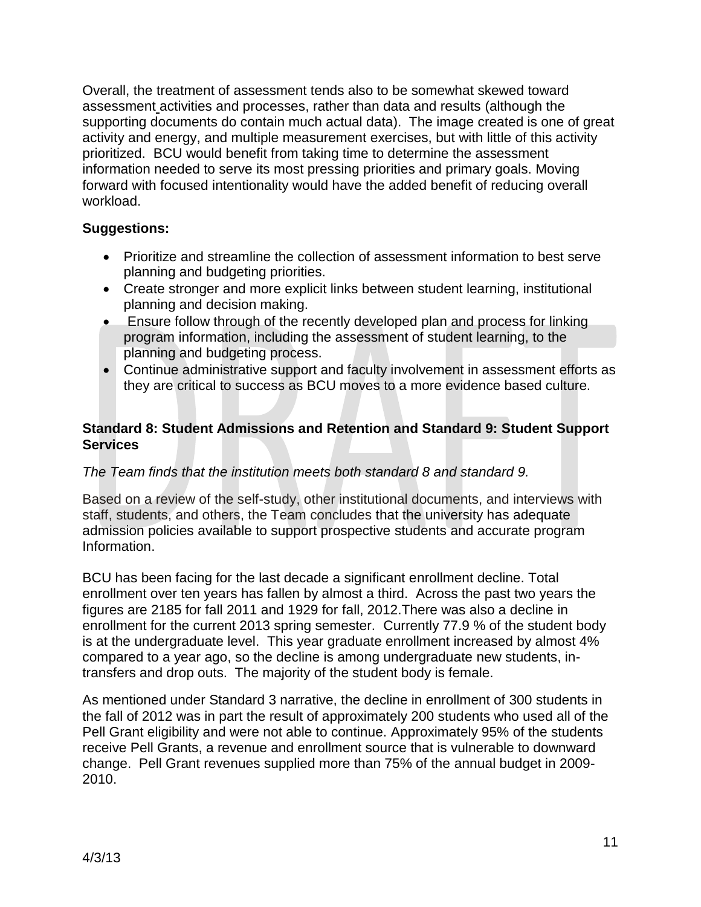Overall, the treatment of assessment tends also to be somewhat skewed toward assessment activities and processes, rather than data and results (although the supporting documents do contain much actual data). The image created is one of great activity and energy, and multiple measurement exercises, but with little of this activity prioritized. BCU would benefit from taking time to determine the assessment information needed to serve its most pressing priorities and primary goals. Moving forward with focused intentionality would have the added benefit of reducing overall workload.

**Suggestions:**

- Prioritize and streamline the collection of assessment information to best serve planning and budgeting priorities.
- Create stronger and more explicit links between student learning, institutional planning and decision making.
- Ensure follow through of the recently developed plan and process for linking program information, including the assessment of student learning, to the planning and budgeting process.
- Continue administrative support and faculty involvement in assessment efforts as they are critical to success as BCU moves to a more evidence based culture.

**Standard 8: Student Admissions and Retention and Standard 9: Student Support Services**

*The Team finds that the institution meets both standard 8 and standard 9.*

Based on a review of the self-study, other institutional documents, and interviews with staff, students, and others, the Team concludes that the university has adequate admission policies available to support prospective students and accurate program Information.

BCU has been facing for the last decade a significant enrollment decline. Total enrollment over ten years has fallen by almost a third. Across the past two years the figures are 2185 for fall 2011 and 1929 for fall, 2012.There was also a decline in enrollment for the current 2013 spring semester. Currently 77.9 % of the student body is at the undergraduate level. This year graduate enrollment increased by almost 4% compared to a year ago, so the decline is among undergraduate new students, in-transfers and drop outs. The majority of the student body is female.

As mentioned under Standard 3 narrative, the decline in enrollment of 300 students in the fall of 2012 was in part the result of approximately 200 students who used all of the Pell Grant eligibility and were not able to continue. Approximately 95% of the students receive Pell Grants, a revenue and enrollment source that is vulnerable to downward change. Pell Grant revenues supplied more than 75% of the annual budget in 2009-2010.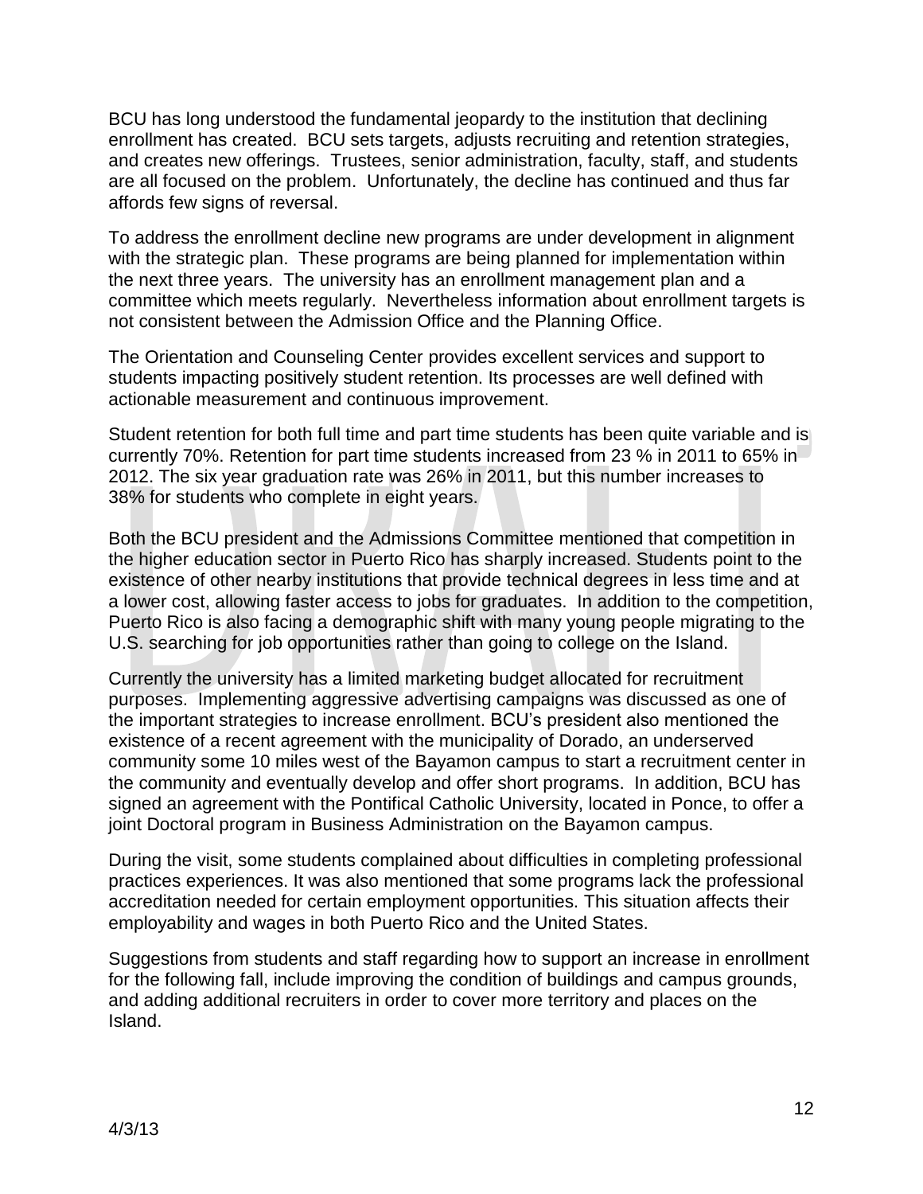BCU has long understood the fundamental jeopardy to the institution that declining enrollment has created. BCU sets targets, adjusts recruiting and retention strategies, and creates new offerings. Trustees, senior administration, faculty, staff, and students are all focused on the problem. Unfortunately, the decline has continued and thus far affords few signs of reversal.

To address the enrollment decline new programs are under development in alignment with the strategic plan. These programs are being planned for implementation within the next three years. The university has an enrollment management plan and a committee which meets regularly. Nevertheless information about enrollment targets is not consistent between the Admission Office and the Planning Office.

The Orientation and Counseling Center provides excellent services and support to students impacting positively student retention. Its processes are well defined with actionable measurement and continuous improvement.

Student retention for both full time and part time students has been quite variable and is currently 70%. Retention for part time students increased from 23 % in 2011 to 65% in 2012. The six year graduation rate was 26% in 2011, but this number increases to 38% for students who complete in eight years.

Both the BCU president and the Admissions Committee mentioned that competition in the higher education sector in Puerto Rico has sharply increased. Students point to the existence of other nearby institutions that provide technical degrees in less time and at a lower cost, allowing faster access to jobs for graduates. In addition to the competition, Puerto Rico is also facing a demographic shift with many young people migrating to the U.S. searching for job opportunities rather than going to college on the Island.

Currently the university has a limited marketing budget allocated for recruitment purposes. Implementing aggressive advertising campaigns was discussed as one of the important strategies to increase enrollment. BCU's president also mentioned the existence of a recent agreement with the municipality of Dorado, an underserved community some 10 miles west of the Bayamon campus to start a recruitment center in the community and eventually develop and offer short programs. In addition, BCU has signed an agreement with the Pontifical Catholic University, located in Ponce, to offer a joint Doctoral program in Business Administration on the Bayamon campus.

During the visit, some students complained about difficulties in completing professional practices experiences. It was also mentioned that some programs lack the professional accreditation needed for certain employment opportunities. This situation affects their employability and wages in both Puerto Rico and the United States.

Suggestions from students and staff regarding how to support an increase in enrollment for the following fall, include improving the condition of buildings and campus grounds, and adding additional recruiters in order to cover more territory and places on the Island.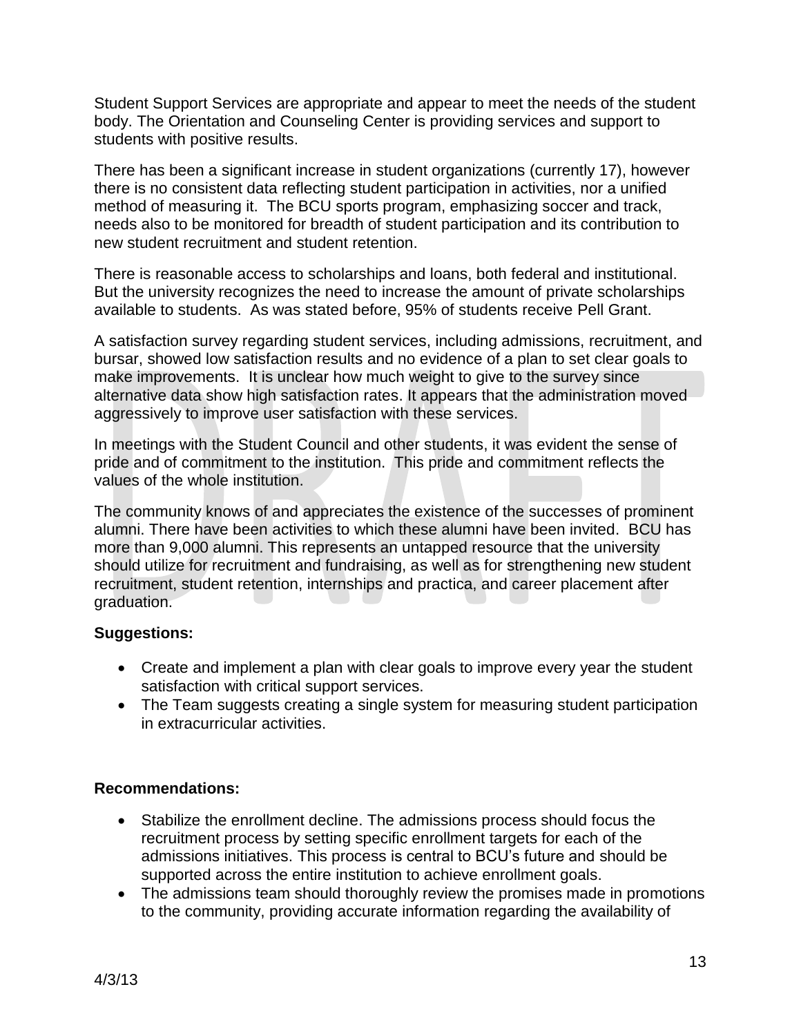Student Support Services are appropriate and appear to meet the needs of the student body. The Orientation and Counseling Center is providing services and support to students with positive results.

There has been a significant increase in student organizations (currently 17), however there is no consistent data reflecting student participation in activities, nor a unified method of measuring it. The BCU sports program, emphasizing soccer and track, needs also to be monitored for breadth of student participation and its contribution to new student recruitment and student retention.

There is reasonable access to scholarships and loans, both federal and institutional. But the university recognizes the need to increase the amount of private scholarships available to students. As was stated before, 95% of students receive Pell Grant.

A satisfaction survey regarding student services, including admissions, recruitment, and bursar, showed low satisfaction results and no evidence of a plan to set clear goals to make improvements. It is unclear how much weight to give to the survey since alternative data show high satisfaction rates. It appears that the administration moved aggressively to improve user satisfaction with these services.

In meetings with the Student Council and other students, it was evident the sense of pride and of commitment to the institution. This pride and commitment reflects the values of the whole institution.

The community knows of and appreciates the existence of the successes of prominent alumni. There have been activities to which these alumni have been invited. BCU has more than 9,000 alumni. This represents an untapped resource that the university should utilize for recruitment and fundraising, as well as for strengthening new student recruitment, student retention, internships and practica, and career placement after graduation.

**Suggestions:**

- Create and implement a plan with clear goals to improve every year the student satisfaction with critical support services.
- The Team suggests creating a single system for measuring student participation in extracurricular activities.

**Recommendations:**

- Stabilize the enrollment decline. The admissions process should focus the recruitment process by setting specific enrollment targets for each of the admissions initiatives. This process is central to BCU's future and should be supported across the entire institution to achieve enrollment goals.
- The admissions team should thoroughly review the promises made in promotions to the community, providing accurate information regarding the availability of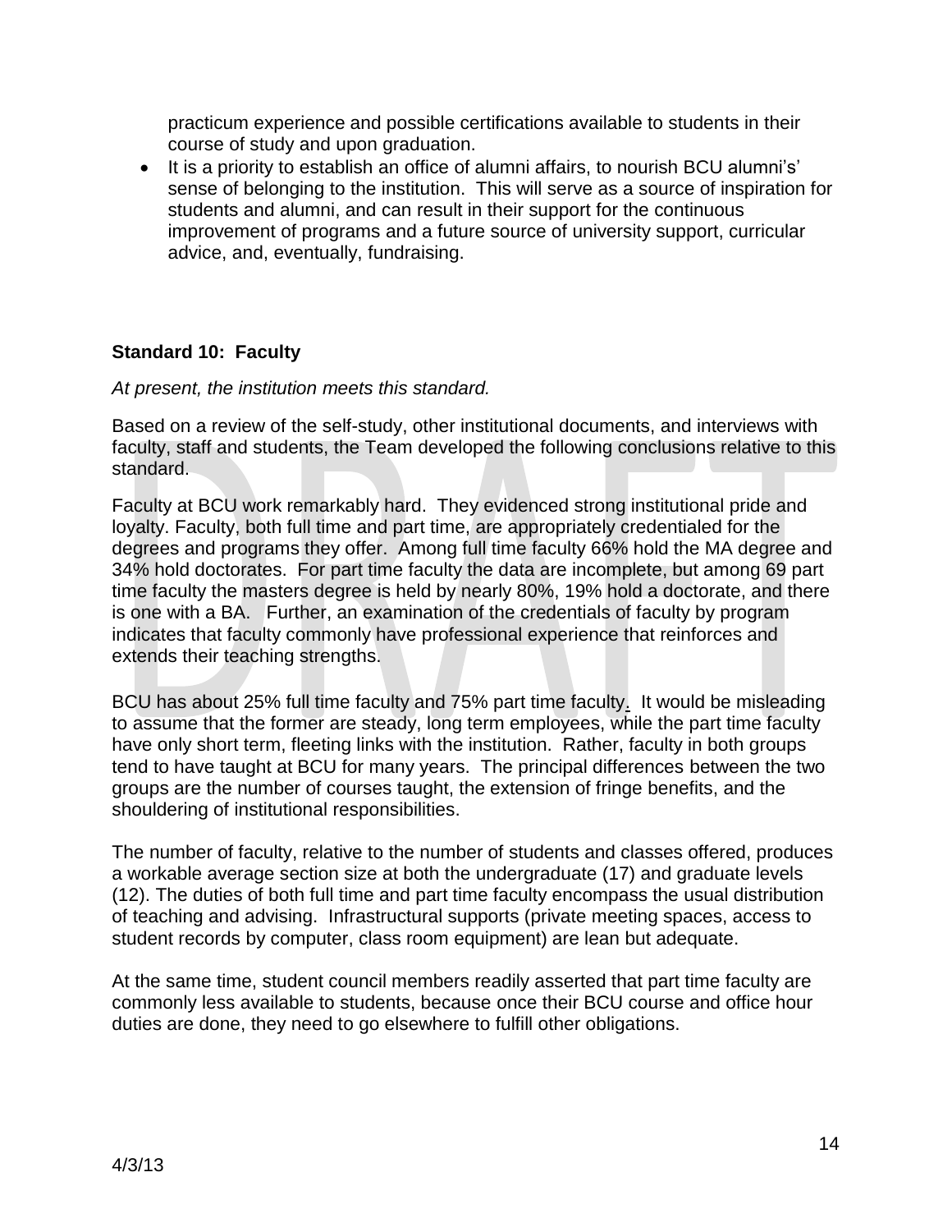practicum experience and possible certifications available to students in their course of study and upon graduation.

- It is a priority to establish an office of alumni affairs, to nourish BCU alumni's' sense of belonging to the institution. This will serve as a source of inspiration for students and alumni, and can result in their support for the continuous improvement of programs and a future source of university support, curricular advice, and, eventually, fundraising.

### Standard 10: Faculty

*At present, the institution meets this standard.*

Based on a review of the self-study, other institutional documents, and interviews with faculty, staff and students, the Team developed the following conclusions relative to this standard.

Faculty at BCU work remarkably hard. They evidenced strong institutional pride and loyalty. Faculty, both full time and part time, are appropriately credentialed for the degrees and programs they offer. Among full time faculty 66% hold the MA degree and 34% hold doctorates. For part time faculty the data are incomplete, but among 69 part time faculty the masters degree is held by nearly 80%, 19% hold a doctorate, and there is one with a BA. Further, an examination of the credentials of faculty by program indicates that faculty commonly have professional experience that reinforces and extends their teaching strengths.

BCU has about 25% full time faculty and 75% part time faculty. It would be misleading to assume that the former are steady, long term employees, while the part time faculty have only short term, fleeting links with the institution. Rather, faculty in both groups tend to have taught at BCU for many years. The principal differences between the two groups are the number of courses taught, the extension of fringe benefits, and the shouldering of institutional responsibilities.

The number of faculty, relative to the number of students and classes offered, produces a workable average section size at both the undergraduate (17) and graduate levels (12). The duties of both full time and part time faculty encompass the usual distribution of teaching and advising. Infrastructural supports (private meeting spaces, access to student records by computer, class room equipment) are lean but adequate.

At the same time, student council members readily asserted that part time faculty are commonly less available to students, because once their BCU course and office hour duties are done, they need to go elsewhere to fulfill other obligations.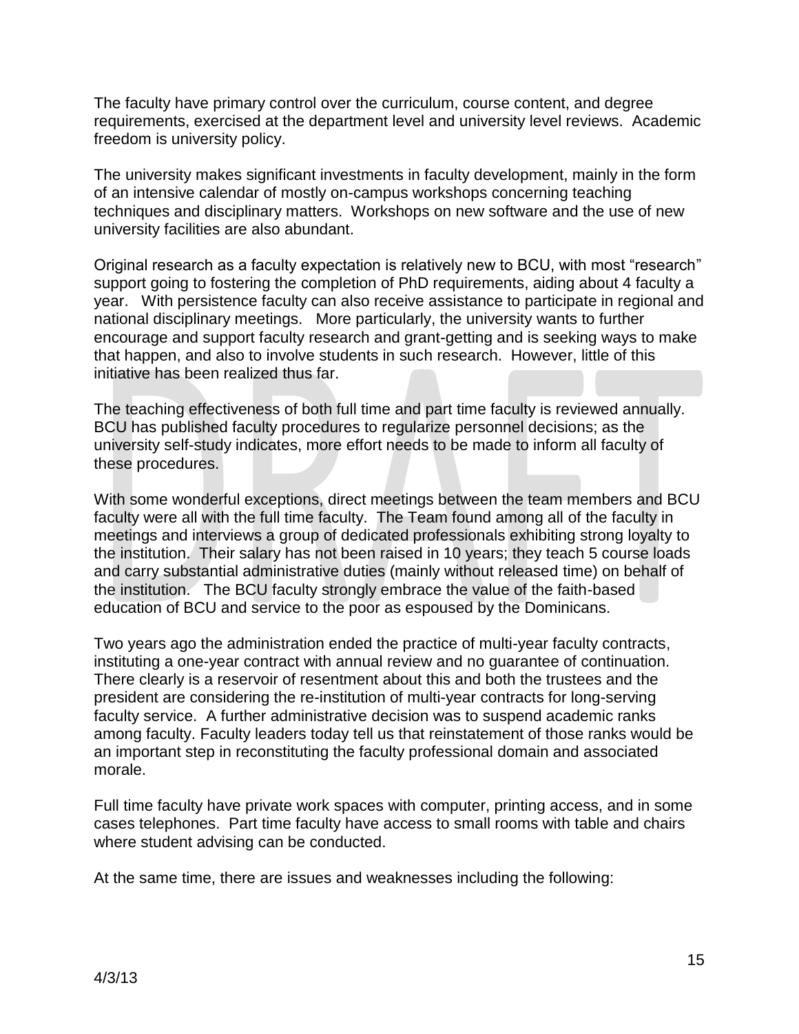The faculty have primary control over the curriculum, course content, and degree requirements, exercised at the department level and university level reviews. Academic freedom is university policy.

The university makes significant investments in faculty development, mainly in the form of an intensive calendar of mostly on-campus workshops concerning teaching techniques and disciplinary matters. Workshops on new software and the use of new university facilities are also abundant.

Original research as a faculty expectation is relatively new to BCU, with most "research" support going to fostering the completion of PhD requirements, aiding about 4 faculty a year. With persistence faculty can also receive assistance to participate in regional and national disciplinary meetings. More particularly, the university wants to further encourage and support faculty research and grant-getting and is seeking ways to make that happen, and also to involve students in such research. However, little of this initiative has been realized thus far.

The teaching effectiveness of both full time and part time faculty is reviewed annually. BCU has published faculty procedures to regularize personnel decisions; as the university self-study indicates, more effort needs to be made to inform all faculty of these procedures.

With some wonderful exceptions, direct meetings between the team members and BCU faculty were all with the full time faculty. The Team found among all of the faculty in meetings and interviews a group of dedicated professionals exhibiting strong loyalty to the institution. Their salary has not been raised in 10 years; they teach 5 course loads and carry substantial administrative duties (mainly without released time) on behalf of the institution. The BCU faculty strongly embrace the value of the faith-based education of BCU and service to the poor as espoused by the Dominicans.

Two years ago the administration ended the practice of multi-year faculty contracts, instituting a one-year contract with annual review and no guarantee of continuation. There clearly is a reservoir of resentment about this and both the trustees and the president are considering the re-institution of multi-year contracts for long-serving faculty service. A further administrative decision was to suspend academic ranks among faculty. Faculty leaders today tell us that reinstatement of those ranks would be an important step in reconstituting the faculty professional domain and associated morale.

Full time faculty have private work spaces with computer, printing access, and in some cases telephones. Part time faculty have access to small rooms with table and chairs where student advising can be conducted.

At the same time, there are issues and weaknesses including the following: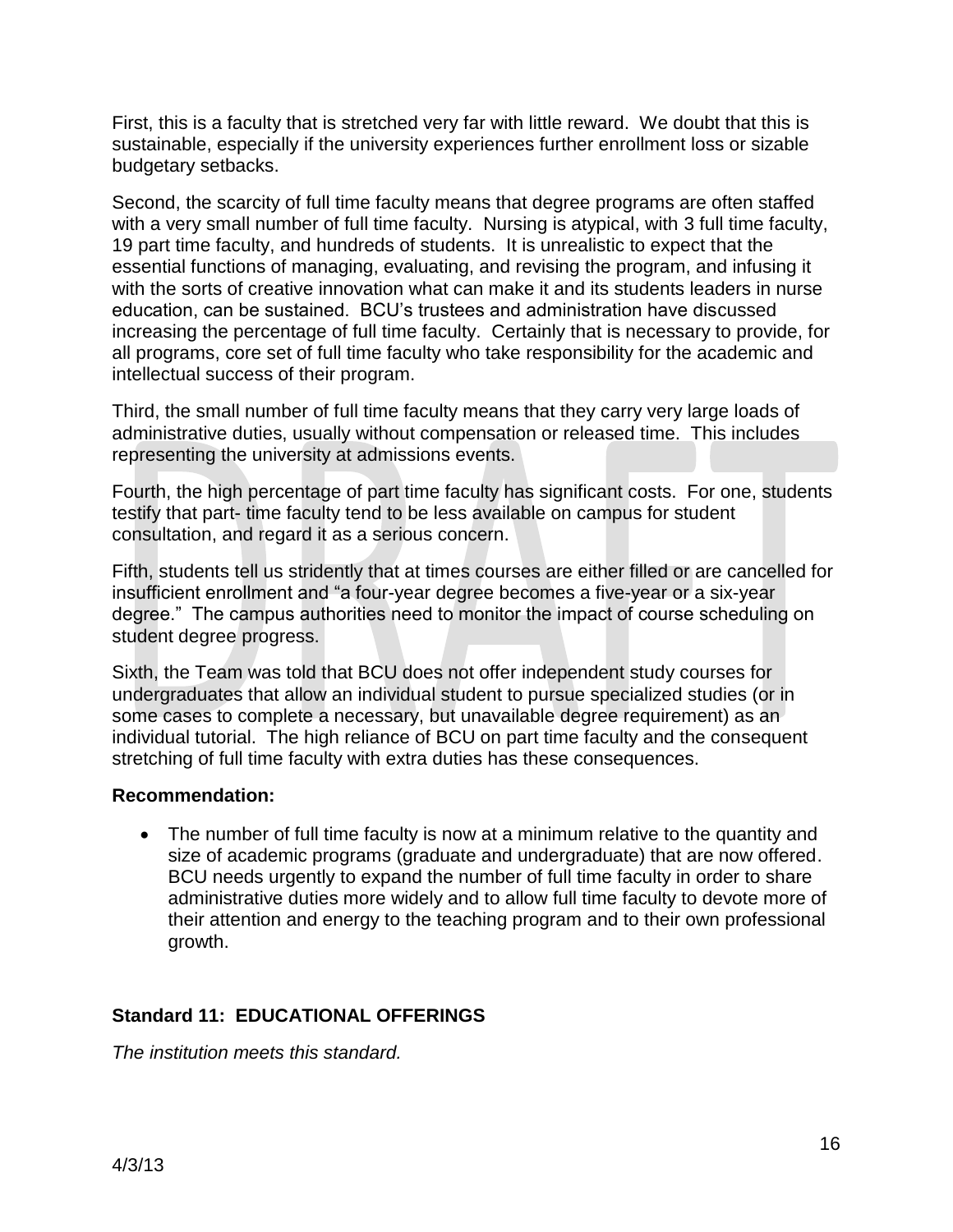First, this is a faculty that is stretched very far with little reward. We doubt that this is sustainable, especially if the university experiences further enrollment loss or sizable budgetary setbacks.

Second, the scarcity of full time faculty means that degree programs are often staffed with a very small number of full time faculty. Nursing is atypical, with 3 full time faculty, 19 part time faculty, and hundreds of students. It is unrealistic to expect that the essential functions of managing, evaluating, and revising the program, and infusing it with the sorts of creative innovation what can make it and its students leaders in nurse education, can be sustained. BCU's trustees and administration have discussed increasing the percentage of full time faculty. Certainly that is necessary to provide, for all programs, core set of full time faculty who take responsibility for the academic and intellectual success of their program.

Third, the small number of full time faculty means that they carry very large loads of administrative duties, usually without compensation or released time. This includes representing the university at admissions events.

Fourth, the high percentage of part time faculty has significant costs. For one, students testify that part- time faculty tend to be less available on campus for student consultation, and regard it as a serious concern.

Fifth, students tell us stridently that at times courses are either filled or are cancelled for insufficient enrollment and "a four-year degree becomes a five-year or a six-year degree." The campus authorities need to monitor the impact of course scheduling on student degree progress.

Sixth, the Team was told that BCU does not offer independent study courses for undergraduates that allow an individual student to pursue specialized studies (or in some cases to complete a necessary, but unavailable degree requirement) as an individual tutorial. The high reliance of BCU on part time faculty and the consequent stretching of full time faculty with extra duties has these consequences.

**Recommendation:**

- The number of full time faculty is now at a minimum relative to the quantity and size of academic programs (graduate and undergraduate) that are now offered. BCU needs urgently to expand the number of full time faculty in order to share administrative duties more widely and to allow full time faculty to devote more of their attention and energy to the teaching program and to their own professional growth.

## Standard 11: EDUCATIONAL OFFERINGS

*The institution meets this standard.*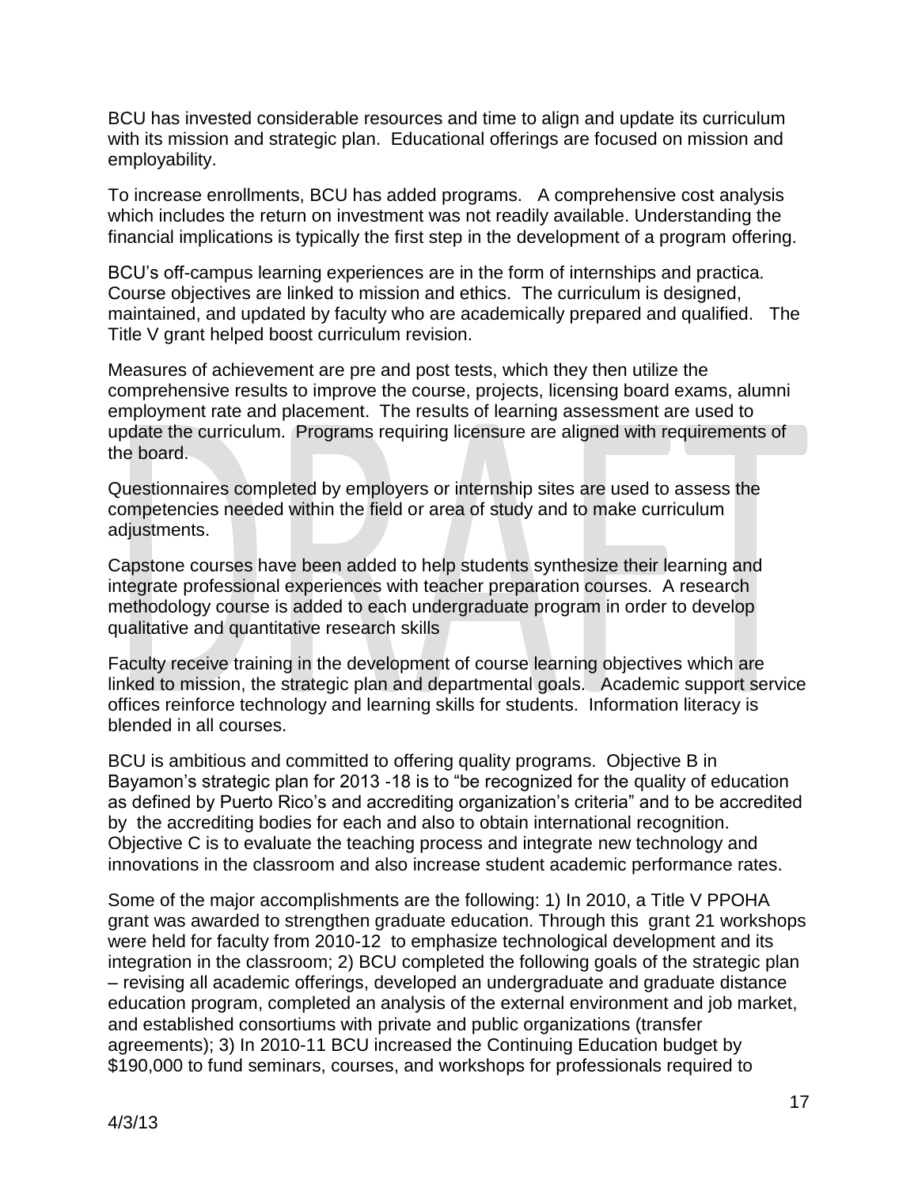BCU has invested considerable resources and time to align and update its curriculum with its mission and strategic plan. Educational offerings are focused on mission and employability.

To increase enrollments, BCU has added programs. A comprehensive cost analysis which includes the return on investment was not readily available. Understanding the financial implications is typically the first step in the development of a program offering.

BCU's off-campus learning experiences are in the form of internships and practica. Course objectives are linked to mission and ethics. The curriculum is designed, maintained, and updated by faculty who are academically prepared and qualified. The Title V grant helped boost curriculum revision.

Measures of achievement are pre and post tests, which they then utilize the comprehensive results to improve the course, projects, licensing board exams, alumni employment rate and placement. The results of learning assessment are used to update the curriculum. Programs requiring licensure are aligned with requirements of the board.

Questionnaires completed by employers or internship sites are used to assess the competencies needed within the field or area of study and to make curriculum adjustments.

Capstone courses have been added to help students synthesize their learning and integrate professional experiences with teacher preparation courses. A research methodology course is added to each undergraduate program in order to develop qualitative and quantitative research skills

Faculty receive training in the development of course learning objectives which are linked to mission, the strategic plan and departmental goals. Academic support service offices reinforce technology and learning skills for students. Information literacy is blended in all courses.

BCU is ambitious and committed to offering quality programs. Objective B in Bayamon's strategic plan for 2013 -18 is to "be recognized for the quality of education as defined by Puerto Rico's and accrediting organization's criteria" and to be accredited by the accrediting bodies for each and also to obtain international recognition. Objective C is to evaluate the teaching process and integrate new technology and innovations in the classroom and also increase student academic performance rates.

Some of the major accomplishments are the following: 1) In 2010, a Title V PPOHA grant was awarded to strengthen graduate education. Through this grant 21 workshops were held for faculty from 2010-12 to emphasize technological development and its integration in the classroom; 2) BCU completed the following goals of the strategic plan – revising all academic offerings, developed an undergraduate and graduate distance education program, completed an analysis of the external environment and job market, and established consortiums with private and public organizations (transfer agreements); 3) In 2010-11 BCU increased the Continuing Education budget by $190,000 to fund seminars, courses, and workshops for professionals required to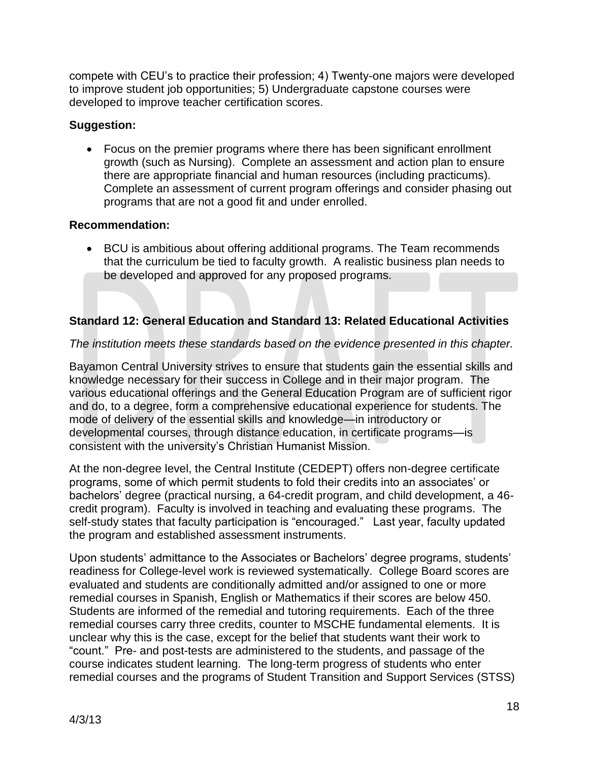compete with CEU's to practice their profession; 4) Twenty-one majors were developed to improve student job opportunities; 5) Undergraduate capstone courses were developed to improve teacher certification scores.

**Suggestion:**

- Focus on the premier programs where there has been significant enrollment growth (such as Nursing). Complete an assessment and action plan to ensure there are appropriate financial and human resources (including practicums). Complete an assessment of current program offerings and consider phasing out programs that are not a good fit and under enrolled.

**Recommendation:**

- BCU is ambitious about offering additional programs. The Team recommends that the curriculum be tied to faculty growth. A realistic business plan needs to be developed and approved for any proposed programs.

**Standard 12: General Education and Standard 13: Related Educational Activities**

*The institution meets these standards based on the evidence presented in this chapter.*

Bayamon Central University strives to ensure that students gain the essential skills and knowledge necessary for their success in College and in their major program. The various educational offerings and the General Education Program are of sufficient rigor and do, to a degree, form a comprehensive educational experience for students. The mode of delivery of the essential skills and knowledge—in introductory or developmental courses, through distance education, in certificate programs—is consistent with the university's Christian Humanist Mission.

At the non-degree level, the Central Institute (CEDEPT) offers non-degree certificate programs, some of which permit students to fold their credits into an associates' or bachelors' degree (practical nursing, a 64-credit program, and child development, a 46-credit program). Faculty is involved in teaching and evaluating these programs. The self-study states that faculty participation is "encouraged." Last year, faculty updated the program and established assessment instruments.

Upon students' admittance to the Associates or Bachelors' degree programs, students' readiness for College-level work is reviewed systematically. College Board scores are evaluated and students are conditionally admitted and/or assigned to one or more remedial courses in Spanish, English or Mathematics if their scores are below 450. Students are informed of the remedial and tutoring requirements. Each of the three remedial courses carry three credits, counter to MSCHE fundamental elements. It is unclear why this is the case, except for the belief that students want their work to "count." Pre- and post-tests are administered to the students, and passage of the course indicates student learning. The long-term progress of students who enter remedial courses and the programs of Student Transition and Support Services (STSS)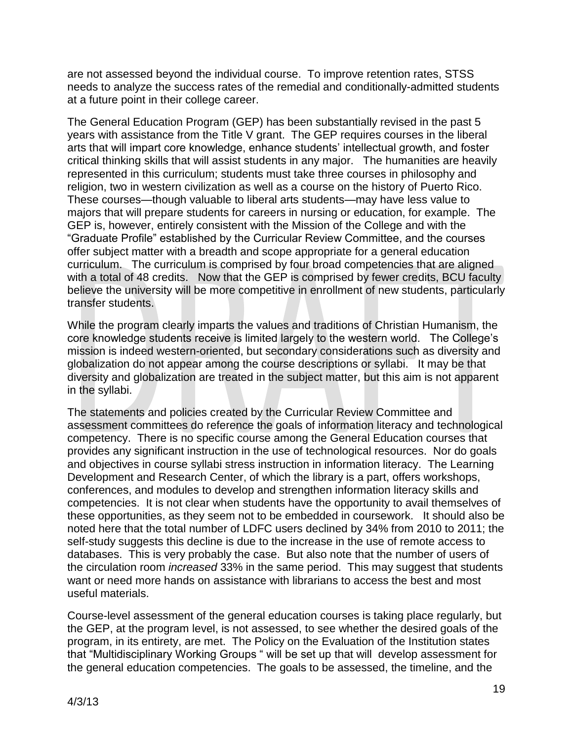are not assessed beyond the individual course. To improve retention rates, STSS needs to analyze the success rates of the remedial and conditionally-admitted students at a future point in their college career.

The General Education Program (GEP) has been substantially revised in the past 5 years with assistance from the Title V grant. The GEP requires courses in the liberal arts that will impart core knowledge, enhance students' intellectual growth, and foster critical thinking skills that will assist students in any major. The humanities are heavily represented in this curriculum; students must take three courses in philosophy and religion, two in western civilization as well as a course on the history of Puerto Rico. These courses—though valuable to liberal arts students—may have less value to majors that will prepare students for careers in nursing or education, for example. The GEP is, however, entirely consistent with the Mission of the College and with the "Graduate Profile" established by the Curricular Review Committee, and the courses offer subject matter with a breadth and scope appropriate for a general education curriculum. The curriculum is comprised by four broad competencies that are aligned with a total of 48 credits. Now that the GEP is comprised by fewer credits, BCU faculty believe the university will be more competitive in enrollment of new students, particularly transfer students.

While the program clearly imparts the values and traditions of Christian Humanism, the core knowledge students receive is limited largely to the western world. The College's mission is indeed western-oriented, but secondary considerations such as diversity and globalization do not appear among the course descriptions or syllabi. It may be that diversity and globalization are treated in the subject matter, but this aim is not apparent in the syllabi.

The statements and policies created by the Curricular Review Committee and assessment committees do reference the goals of information literacy and technological competency. There is no specific course among the General Education courses that provides any significant instruction in the use of technological resources. Nor do goals and objectives in course syllabi stress instruction in information literacy. The Learning Development and Research Center, of which the library is a part, offers workshops, conferences, and modules to develop and strengthen information literacy skills and competencies. It is not clear when students have the opportunity to avail themselves of these opportunities, as they seem not to be embedded in coursework. It should also be noted here that the total number of LDFC users declined by 34% from 2010 to 2011; the self-study suggests this decline is due to the increase in the use of remote access to databases. This is very probably the case. But also note that the number of users of the circulation room *increased* 33% in the same period. This may suggest that students want or need more hands on assistance with librarians to access the best and most useful materials.

Course-level assessment of the general education courses is taking place regularly, but the GEP, at the program level, is not assessed, to see whether the desired goals of the program, in its entirety, are met. The Policy on the Evaluation of the Institution states that "Multidisciplinary Working Groups " will be set up that will develop assessment for the general education competencies. The goals to be assessed, the timeline, and the

4/3/13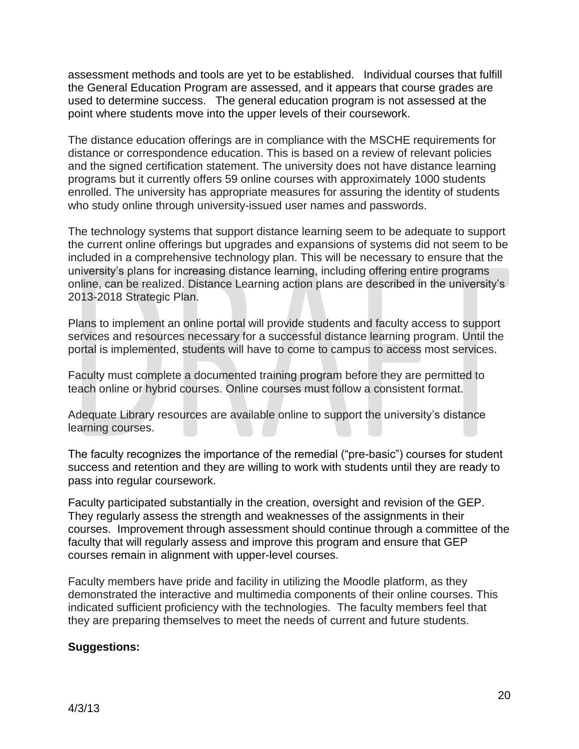assessment methods and tools are yet to be established. Individual courses that fulfill the General Education Program are assessed, and it appears that course grades are used to determine success. The general education program is not assessed at the point where students move into the upper levels of their coursework.

The distance education offerings are in compliance with the MSCHE requirements for distance or correspondence education. This is based on a review of relevant policies and the signed certification statement. The university does not have distance learning programs but it currently offers 59 online courses with approximately 1000 students enrolled. The university has appropriate measures for assuring the identity of students who study online through university-issued user names and passwords.

The technology systems that support distance learning seem to be adequate to support the current online offerings but upgrades and expansions of systems did not seem to be included in a comprehensive technology plan. This will be necessary to ensure that the university's plans for increasing distance learning, including offering entire programs online, can be realized. Distance Learning action plans are described in the university's 2013-2018 Strategic Plan.

Plans to implement an online portal will provide students and faculty access to support services and resources necessary for a successful distance learning program. Until the portal is implemented, students will have to come to campus to access most services.

Faculty must complete a documented training program before they are permitted to teach online or hybrid courses. Online courses must follow a consistent format.

Adequate Library resources are available online to support the university's distance learning courses.

The faculty recognizes the importance of the remedial ("pre-basic") courses for student success and retention and they are willing to work with students until they are ready to pass into regular coursework.

Faculty participated substantially in the creation, oversight and revision of the GEP. They regularly assess the strength and weaknesses of the assignments in their courses. Improvement through assessment should continue through a committee of the faculty that will regularly assess and improve this program and ensure that GEP courses remain in alignment with upper-level courses.

Faculty members have pride and facility in utilizing the Moodle platform, as they demonstrated the interactive and multimedia components of their online courses. This indicated sufficient proficiency with the technologies. The faculty members feel that they are preparing themselves to meet the needs of current and future students.

**Suggestions:**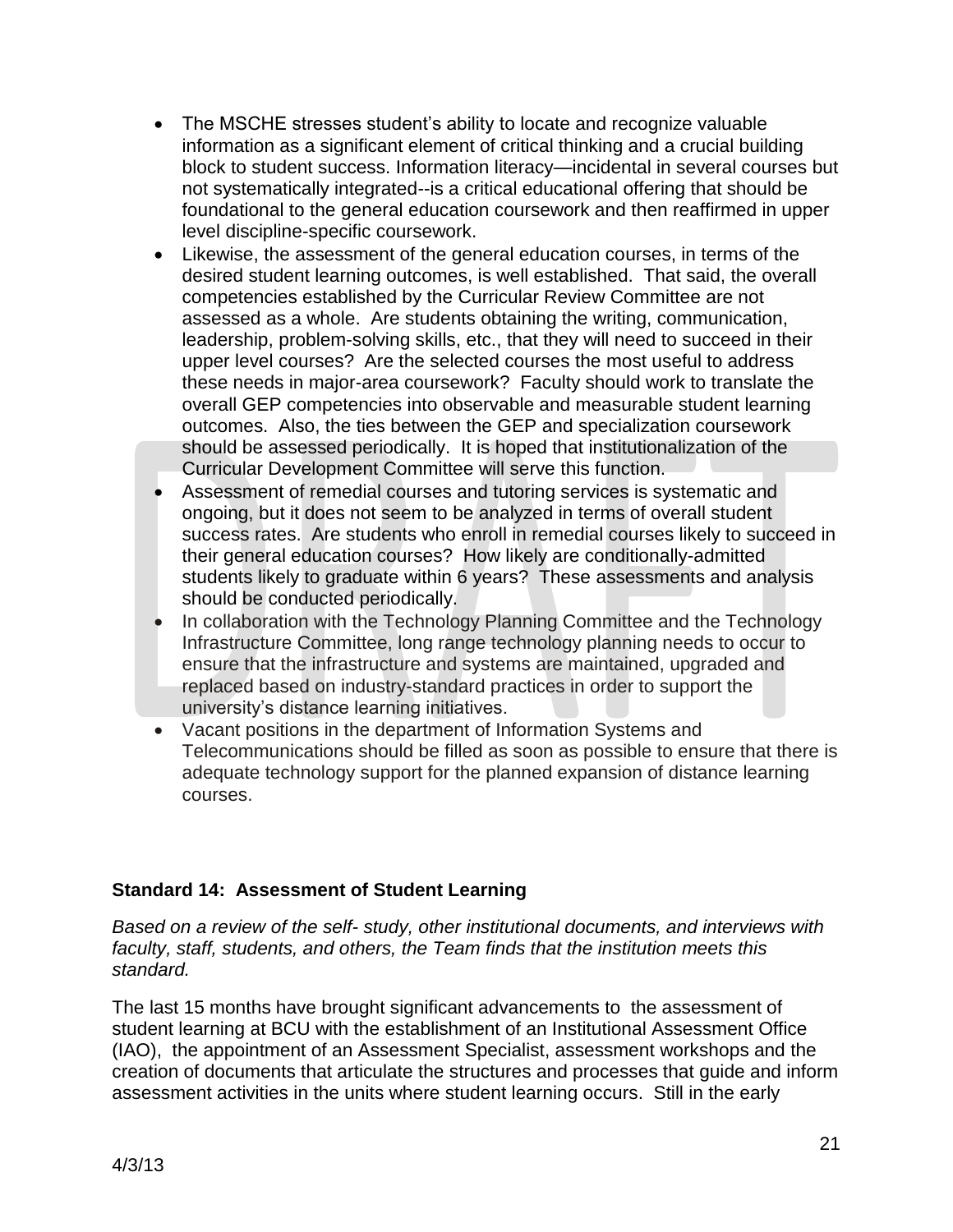- The MSCHE stresses student's ability to locate and recognize valuable information as a significant element of critical thinking and a crucial building block to student success. Information literacy—incidental in several courses but not systematically integrated--is a critical educational offering that should be foundational to the general education coursework and then reaffirmed in upper level discipline-specific coursework.
- Likewise, the assessment of the general education courses, in terms of the desired student learning outcomes, is well established. That said, the overall competencies established by the Curricular Review Committee are not assessed as a whole. Are students obtaining the writing, communication, leadership, problem-solving skills, etc., that they will need to succeed in their upper level courses? Are the selected courses the most useful to address these needs in major-area coursework? Faculty should work to translate the overall GEP competencies into observable and measurable student learning outcomes. Also, the ties between the GEP and specialization coursework should be assessed periodically. It is hoped that institutionalization of the Curricular Development Committee will serve this function.
- Assessment of remedial courses and tutoring services is systematic and ongoing, but it does not seem to be analyzed in terms of overall student success rates. Are students who enroll in remedial courses likely to succeed in their general education courses? How likely are conditionally-admitted students likely to graduate within 6 years? These assessments and analysis should be conducted periodically.
- In collaboration with the Technology Planning Committee and the Technology Infrastructure Committee, long range technology planning needs to occur to ensure that the infrastructure and systems are maintained, upgraded and replaced based on industry-standard practices in order to support the university's distance learning initiatives.
- Vacant positions in the department of Information Systems and Telecommunications should be filled as soon as possible to ensure that there is adequate technology support for the planned expansion of distance learning courses.

**Standard 14: Assessment of Student Learning**

*Based on a review of the self- study, other institutional documents, and interviews with faculty, staff, students, and others, the Team finds that the institution meets this standard.*

The last 15 months have brought significant advancements to the assessment of student learning at BCU with the establishment of an Institutional Assessment Office (IAO), the appointment of an Assessment Specialist, assessment workshops and the creation of documents that articulate the structures and processes that guide and inform assessment activities in the units where student learning occurs. Still in the early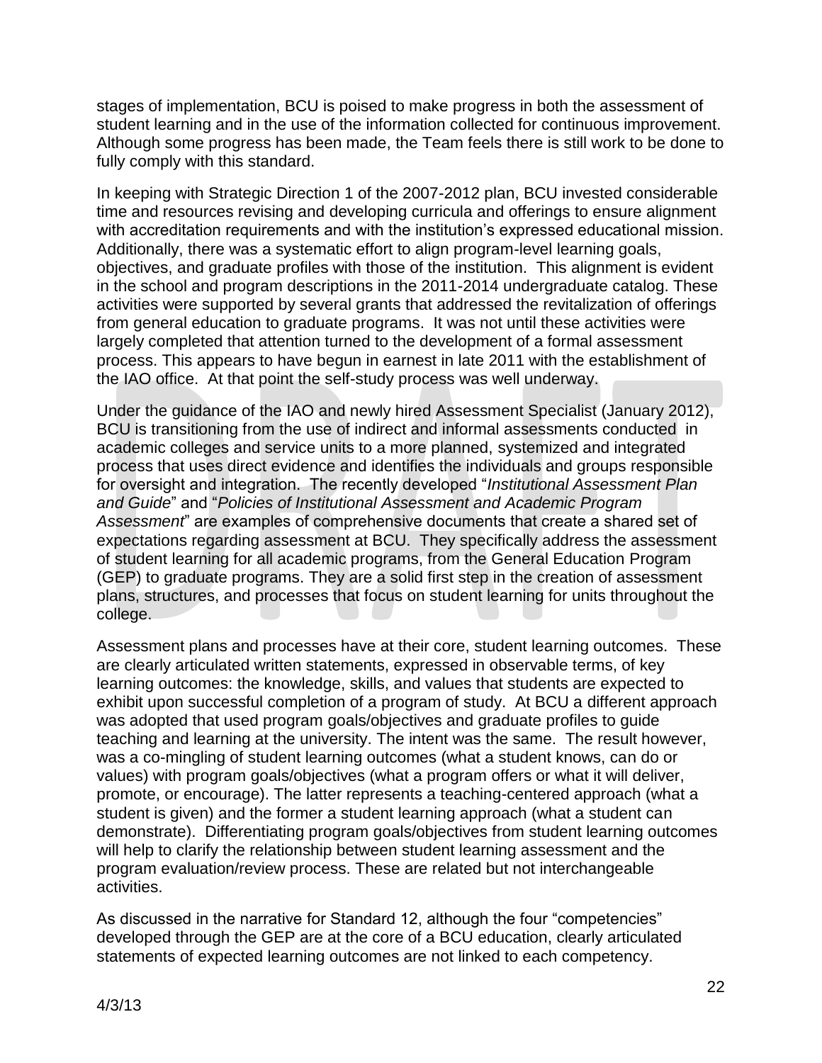stages of implementation, BCU is poised to make progress in both the assessment of student learning and in the use of the information collected for continuous improvement. Although some progress has been made, the Team feels there is still work to be done to fully comply with this standard.

In keeping with Strategic Direction 1 of the 2007-2012 plan, BCU invested considerable time and resources revising and developing curricula and offerings to ensure alignment with accreditation requirements and with the institution's expressed educational mission. Additionally, there was a systematic effort to align program-level learning goals, objectives, and graduate profiles with those of the institution. This alignment is evident in the school and program descriptions in the 2011-2014 undergraduate catalog. These activities were supported by several grants that addressed the revitalization of offerings from general education to graduate programs. It was not until these activities were largely completed that attention turned to the development of a formal assessment process. This appears to have begun in earnest in late 2011 with the establishment of the IAO office. At that point the self-study process was well underway.

Under the guidance of the IAO and newly hired Assessment Specialist (January 2012), BCU is transitioning from the use of indirect and informal assessments conducted in academic colleges and service units to a more planned, systemized and integrated process that uses direct evidence and identifies the individuals and groups responsible for oversight and integration. The recently developed "*Institutional Assessment Plan and Guide*" and "*Policies of Institutional Assessment and Academic Program Assessment*" are examples of comprehensive documents that create a shared set of expectations regarding assessment at BCU. They specifically address the assessment of student learning for all academic programs, from the General Education Program (GEP) to graduate programs. They are a solid first step in the creation of assessment plans, structures, and processes that focus on student learning for units throughout the college.

Assessment plans and processes have at their core, student learning outcomes. These are clearly articulated written statements, expressed in observable terms, of key learning outcomes: the knowledge, skills, and values that students are expected to exhibit upon successful completion of a program of study. At BCU a different approach was adopted that used program goals/objectives and graduate profiles to guide teaching and learning at the university. The intent was the same. The result however, was a co-mingling of student learning outcomes (what a student knows, can do or values) with program goals/objectives (what a program offers or what it will deliver, promote, or encourage). The latter represents a teaching-centered approach (what a student is given) and the former a student learning approach (what a student can demonstrate). Differentiating program goals/objectives from student learning outcomes will help to clarify the relationship between student learning assessment and the program evaluation/review process. These are related but not interchangeable activities.

As discussed in the narrative for Standard 12, although the four "competencies" developed through the GEP are at the core of a BCU education, clearly articulated statements of expected learning outcomes are not linked to each competency.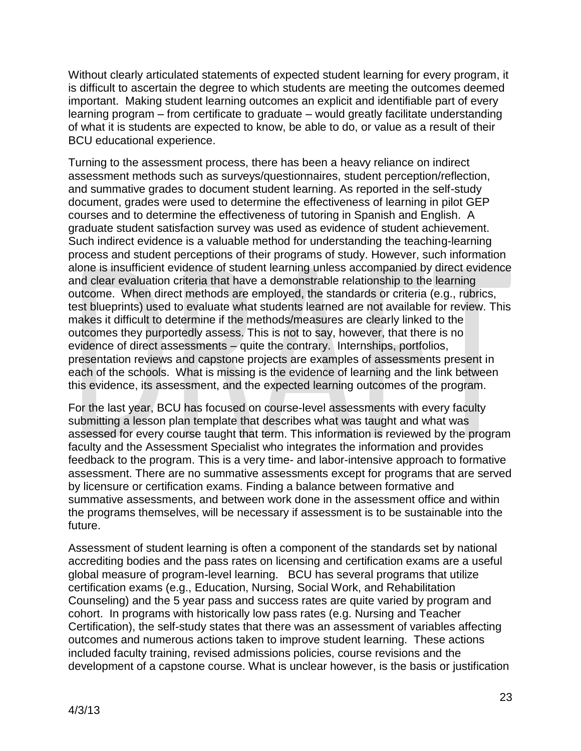Without clearly articulated statements of expected student learning for every program, it is difficult to ascertain the degree to which students are meeting the outcomes deemed important. Making student learning outcomes an explicit and identifiable part of every learning program – from certificate to graduate – would greatly facilitate understanding of what it is students are expected to know, be able to do, or value as a result of their BCU educational experience.

Turning to the assessment process, there has been a heavy reliance on indirect assessment methods such as surveys/questionnaires, student perception/reflection, and summative grades to document student learning. As reported in the self-study document, grades were used to determine the effectiveness of learning in pilot GEP courses and to determine the effectiveness of tutoring in Spanish and English. A graduate student satisfaction survey was used as evidence of student achievement. Such indirect evidence is a valuable method for understanding the teaching-learning process and student perceptions of their programs of study. However, such information alone is insufficient evidence of student learning unless accompanied by direct evidence and clear evaluation criteria that have a demonstrable relationship to the learning outcome. When direct methods are employed, the standards or criteria (e.g., rubrics, test blueprints) used to evaluate what students learned are not available for review. This makes it difficult to determine if the methods/measures are clearly linked to the outcomes they purportedly assess. This is not to say, however, that there is no evidence of direct assessments – quite the contrary. Internships, portfolios, presentation reviews and capstone projects are examples of assessments present in each of the schools. What is missing is the evidence of learning and the link between this evidence, its assessment, and the expected learning outcomes of the program.

For the last year, BCU has focused on course-level assessments with every faculty submitting a lesson plan template that describes what was taught and what was assessed for every course taught that term. This information is reviewed by the program faculty and the Assessment Specialist who integrates the information and provides feedback to the program. This is a very time- and labor-intensive approach to formative assessment. There are no summative assessments except for programs that are served by licensure or certification exams. Finding a balance between formative and summative assessments, and between work done in the assessment office and within the programs themselves, will be necessary if assessment is to be sustainable into the future.

Assessment of student learning is often a component of the standards set by national accrediting bodies and the pass rates on licensing and certification exams are a useful global measure of program-level learning. BCU has several programs that utilize certification exams (e.g., Education, Nursing, Social Work, and Rehabilitation Counseling) and the 5 year pass and success rates are quite varied by program and cohort. In programs with historically low pass rates (e.g. Nursing and Teacher Certification), the self-study states that there was an assessment of variables affecting outcomes and numerous actions taken to improve student learning. These actions included faculty training, revised admissions policies, course revisions and the development of a capstone course. What is unclear however, is the basis or justification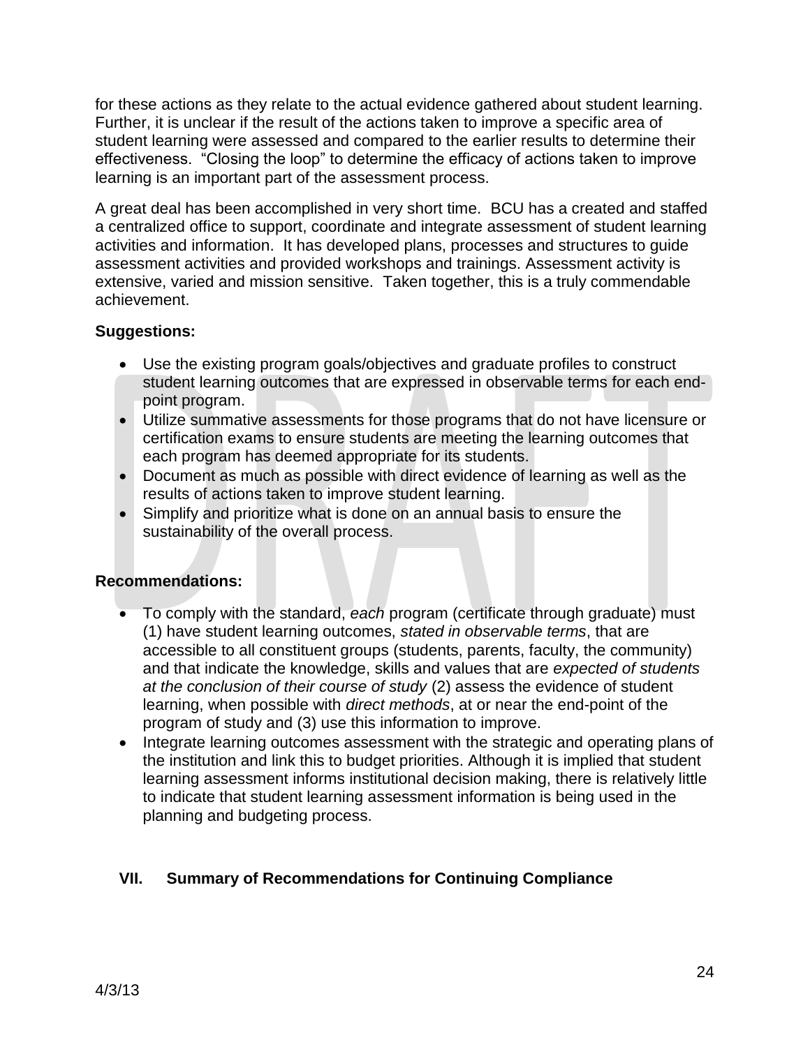for these actions as they relate to the actual evidence gathered about student learning. Further, it is unclear if the result of the actions taken to improve a specific area of student learning were assessed and compared to the earlier results to determine their effectiveness. "Closing the loop" to determine the efficacy of actions taken to improve learning is an important part of the assessment process.

A great deal has been accomplished in very short time. BCU has a created and staffed a centralized office to support, coordinate and integrate assessment of student learning activities and information. It has developed plans, processes and structures to guide assessment activities and provided workshops and trainings. Assessment activity is extensive, varied and mission sensitive. Taken together, this is a truly commendable achievement.

**Suggestions:**

- Use the existing program goals/objectives and graduate profiles to construct student learning outcomes that are expressed in observable terms for each end-point program.
- Utilize summative assessments for those programs that do not have licensure or certification exams to ensure students are meeting the learning outcomes that each program has deemed appropriate for its students.
- Document as much as possible with direct evidence of learning as well as the results of actions taken to improve student learning.
- Simplify and prioritize what is done on an annual basis to ensure the sustainability of the overall process.

**Recommendations:**

- To comply with the standard, *each* program (certificate through graduate) must (1) have student learning outcomes, *stated in observable terms*, that are accessible to all constituent groups (students, parents, faculty, the community) and that indicate the knowledge, skills and values that are *expected of students at the conclusion of their course of study* (2) assess the evidence of student learning, when possible with *direct methods*, at or near the end-point of the program of study and (3) use this information to improve.
- Integrate learning outcomes assessment with the strategic and operating plans of the institution and link this to budget priorities. Although it is implied that student learning assessment informs institutional decision making, there is relatively little to indicate that student learning assessment information is being used in the planning and budgeting process.

## VII. Summary of Recommendations for Continuing Compliance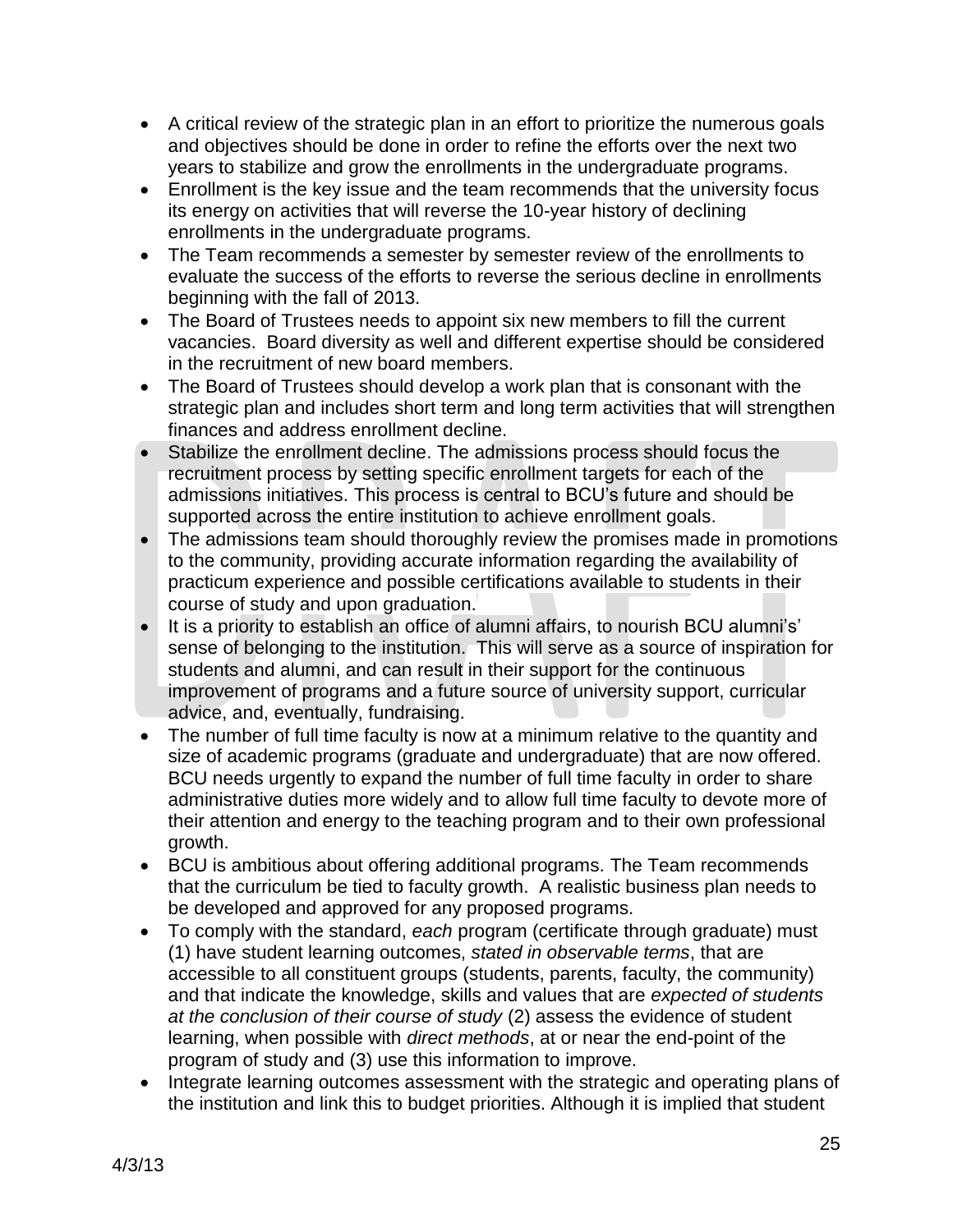- A critical review of the strategic plan in an effort to prioritize the numerous goals and objectives should be done in order to refine the efforts over the next two years to stabilize and grow the enrollments in the undergraduate programs.
- Enrollment is the key issue and the team recommends that the university focus its energy on activities that will reverse the 10-year history of declining enrollments in the undergraduate programs.
- The Team recommends a semester by semester review of the enrollments to evaluate the success of the efforts to reverse the serious decline in enrollments beginning with the fall of 2013.
- The Board of Trustees needs to appoint six new members to fill the current vacancies. Board diversity as well and different expertise should be considered in the recruitment of new board members.
- The Board of Trustees should develop a work plan that is consonant with the strategic plan and includes short term and long term activities that will strengthen finances and address enrollment decline.
- Stabilize the enrollment decline. The admissions process should focus the recruitment process by setting specific enrollment targets for each of the admissions initiatives. This process is central to BCU's future and should be supported across the entire institution to achieve enrollment goals.
- The admissions team should thoroughly review the promises made in promotions to the community, providing accurate information regarding the availability of practicum experience and possible certifications available to students in their course of study and upon graduation.
- It is a priority to establish an office of alumni affairs, to nourish BCU alumni's' sense of belonging to the institution. This will serve as a source of inspiration for students and alumni, and can result in their support for the continuous improvement of programs and a future source of university support, curricular advice, and, eventually, fundraising.
- The number of full time faculty is now at a minimum relative to the quantity and size of academic programs (graduate and undergraduate) that are now offered. BCU needs urgently to expand the number of full time faculty in order to share administrative duties more widely and to allow full time faculty to devote more of their attention and energy to the teaching program and to their own professional growth.
- BCU is ambitious about offering additional programs. The Team recommends that the curriculum be tied to faculty growth. A realistic business plan needs to be developed and approved for any proposed programs.
- To comply with the standard, *each* program (certificate through graduate) must (1) have student learning outcomes, *stated in observable terms*, that are accessible to all constituent groups (students, parents, faculty, the community) and that indicate the knowledge, skills and values that are *expected of students at the conclusion of their course of study* (2) assess the evidence of student learning, when possible with *direct methods*, at or near the end-point of the program of study and (3) use this information to improve.
- Integrate learning outcomes assessment with the strategic and operating plans of the institution and link this to budget priorities. Although it is implied that student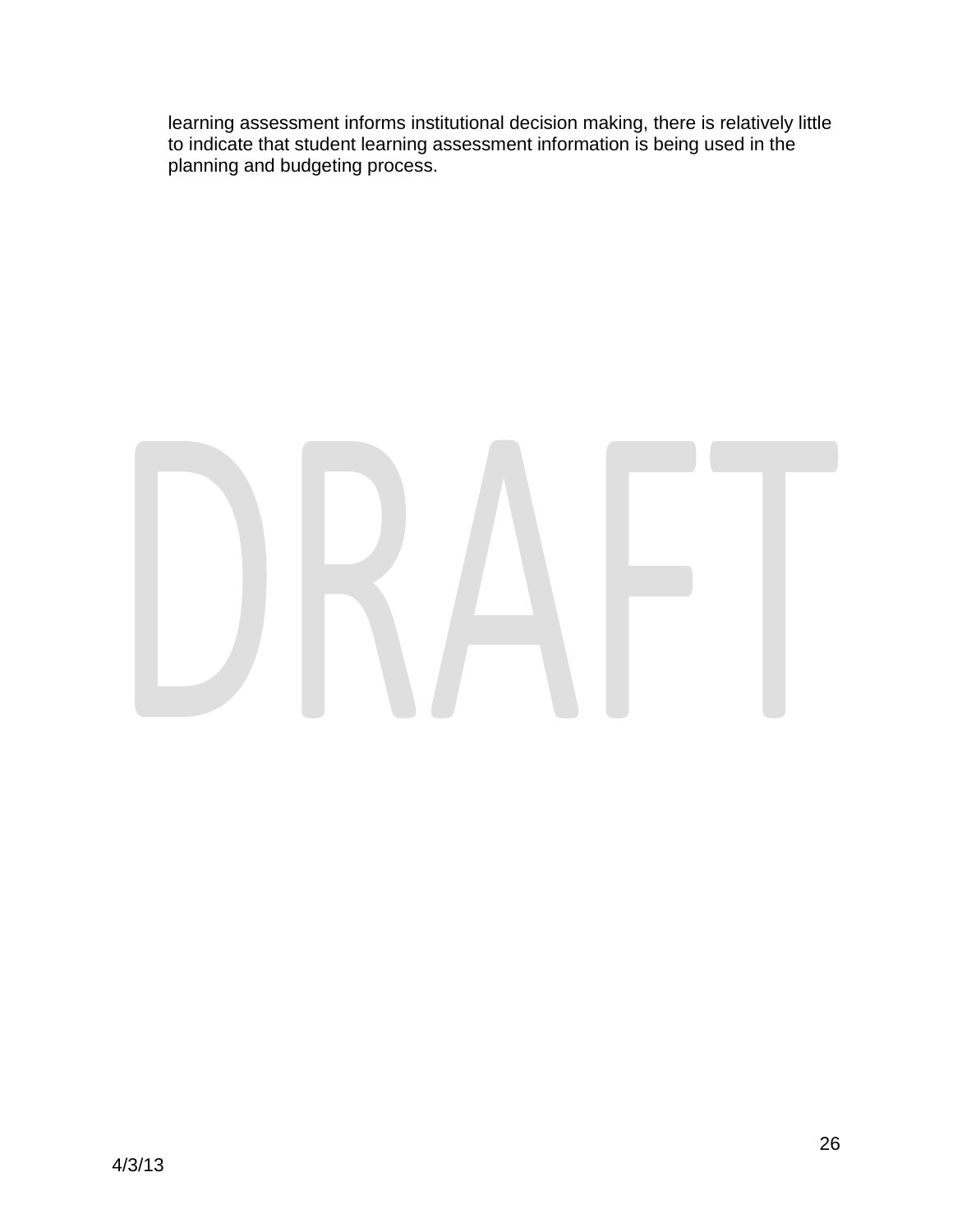learning assessment informs institutional decision making, there is relatively little to indicate that student learning assessment information is being used in the planning and budgeting process.